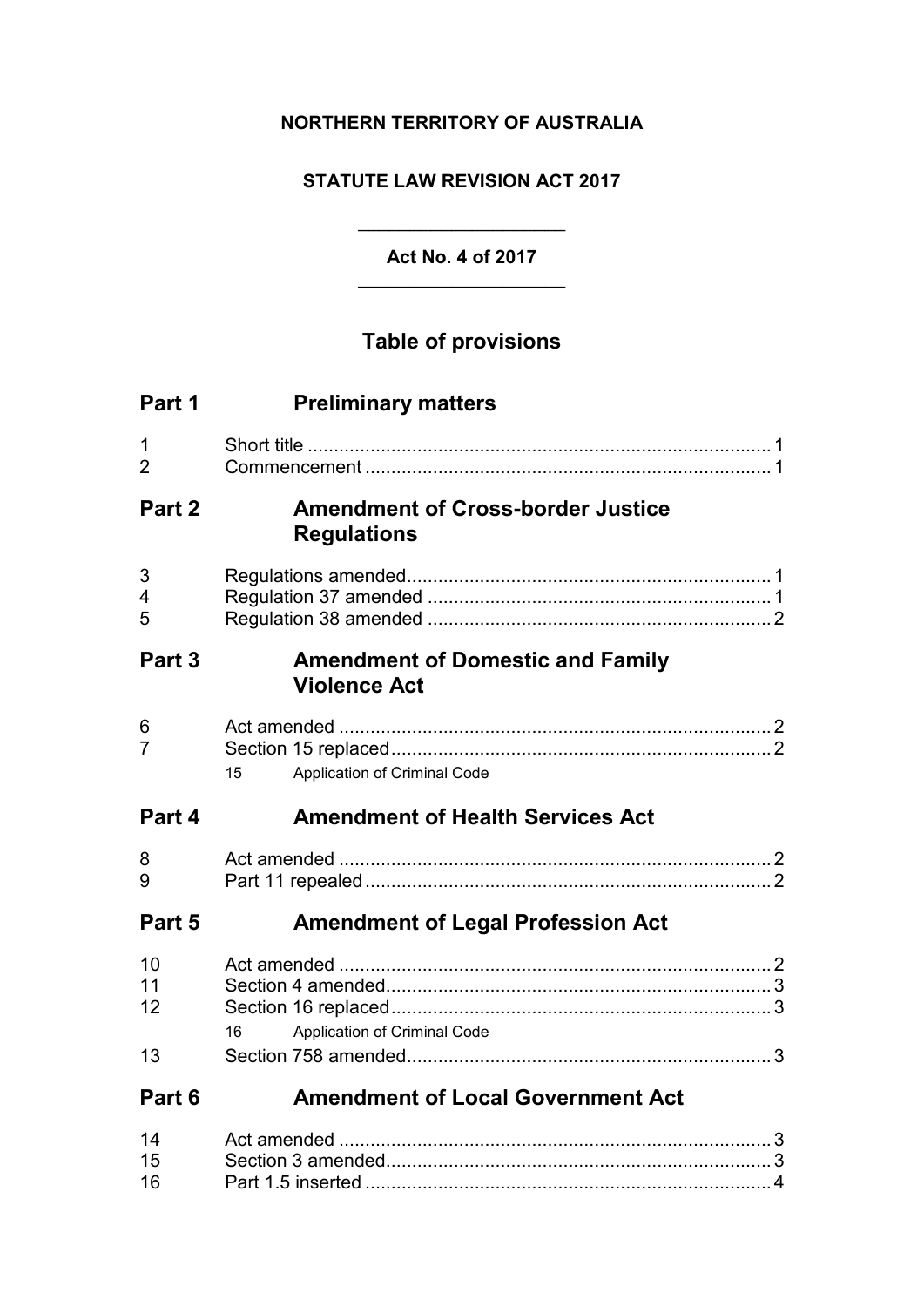**NORTHERN TERRITORY OF AUSTRALIA**

**STATUTE LAW REVISION ACT 2017**

---

**Act No. 4 of 2017**

---

# Table of provisions

## Part 1 Preliminary matters

1 Short title ........................................................................................ 1
2 Commencement ............................................................................. 1

## Part 2 Amendment of Cross-border Justice Regulations

3 Regulations amended...................................................................... 1
4 Regulation 37 amended .................................................................. 1
5 Regulation 38 amended .................................................................. 2

## Part 3 Amendment of Domestic and Family Violence Act

6 Act amended ................................................................................... 2
7 Section 15 replaced......................................................................... 2
  15 Application of Criminal Code

## Part 4 Amendment of Health Services Act

8 Act amended ................................................................................... 2
9 Part 11 repealed .............................................................................. 2

## Part 5 Amendment of Legal Profession Act

10 Act amended ................................................................................... 2
11 Section 4 amended.......................................................................... 3
12 Section 16 replaced......................................................................... 3
  16 Application of Criminal Code
13 Section 758 amended...................................................................... 3

## Part 6 Amendment of Local Government Act

14 Act amended ................................................................................... 3
15 Section 3 amended.......................................................................... 3
16 Part 1.5 inserted ............................................................................. 4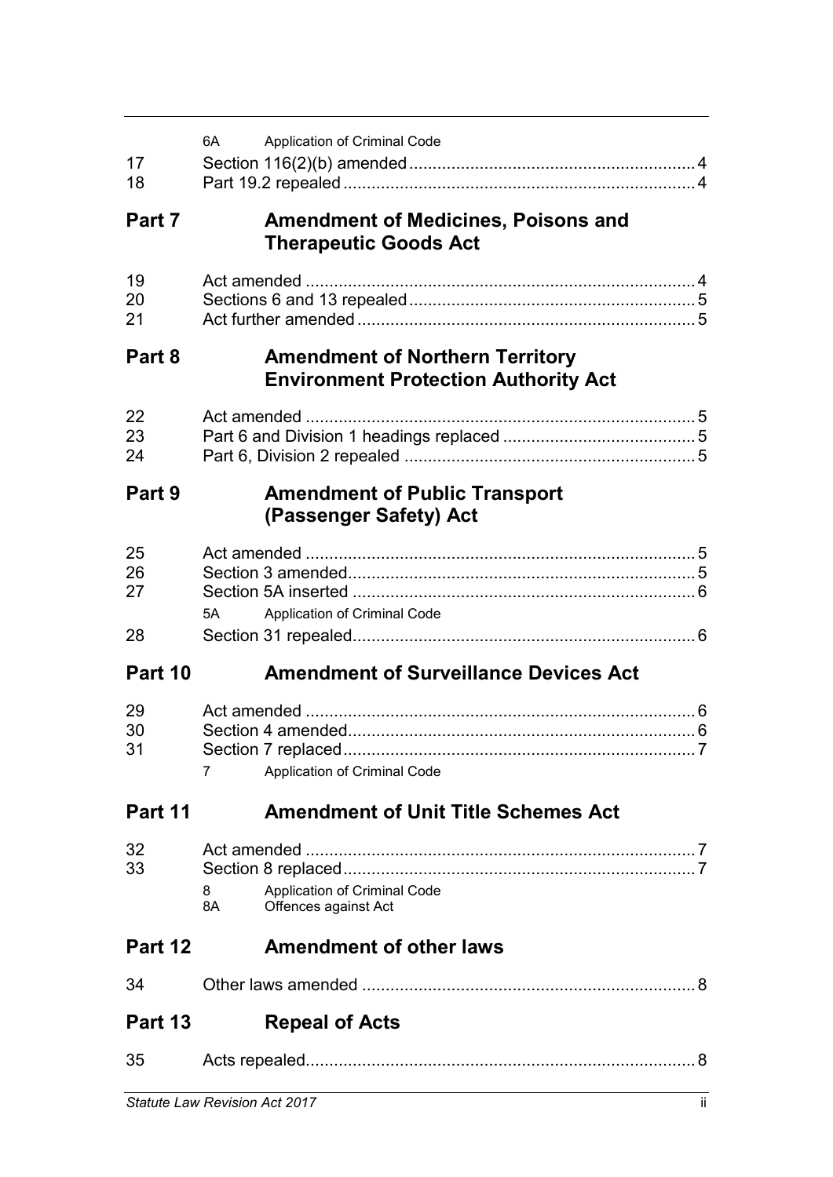6A Application of Criminal Code

17 Section 116(2)(b) amended 4

18 Part 19.2 repealed 4

## Part 7 Amendment of Medicines, Poisons and Therapeutic Goods Act

19 Act amended 4

20 Sections 6 and 13 repealed 5

21 Act further amended 5

## Part 8 Amendment of Northern Territory Environment Protection Authority Act

22 Act amended 5

23 Part 6 and Division 1 headings replaced 5

24 Part 6, Division 2 repealed 5

## Part 9 Amendment of Public Transport (Passenger Safety) Act

25 Act amended 5

26 Section 3 amended 5

27 Section 5A inserted 6

5A Application of Criminal Code

28 Section 31 repealed 6

## Part 10 Amendment of Surveillance Devices Act

29 Act amended 6

30 Section 4 amended 6

31 Section 7 replaced 7

7 Application of Criminal Code

## Part 11 Amendment of Unit Title Schemes Act

32 Act amended 7

33 Section 8 replaced 7

8 Application of Criminal Code

8A Offences against Act

## Part 12 Amendment of other laws

34 Other laws amended 8

## Part 13 Repeal of Acts

35 Acts repealed 8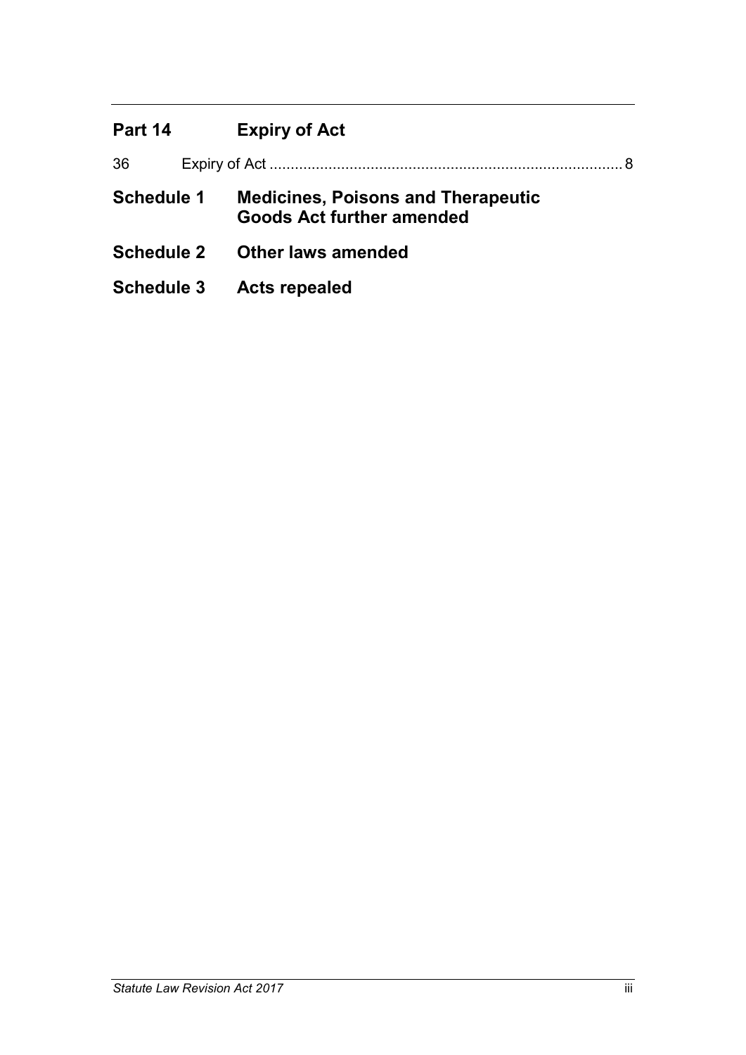## Part 14 Expiry of Act

36 Expiry of Act .................................................................................... 8

## Schedule 1 Medicines, Poisons and Therapeutic Goods Act further amended

## Schedule 2 Other laws amended

## Schedule 3 Acts repealed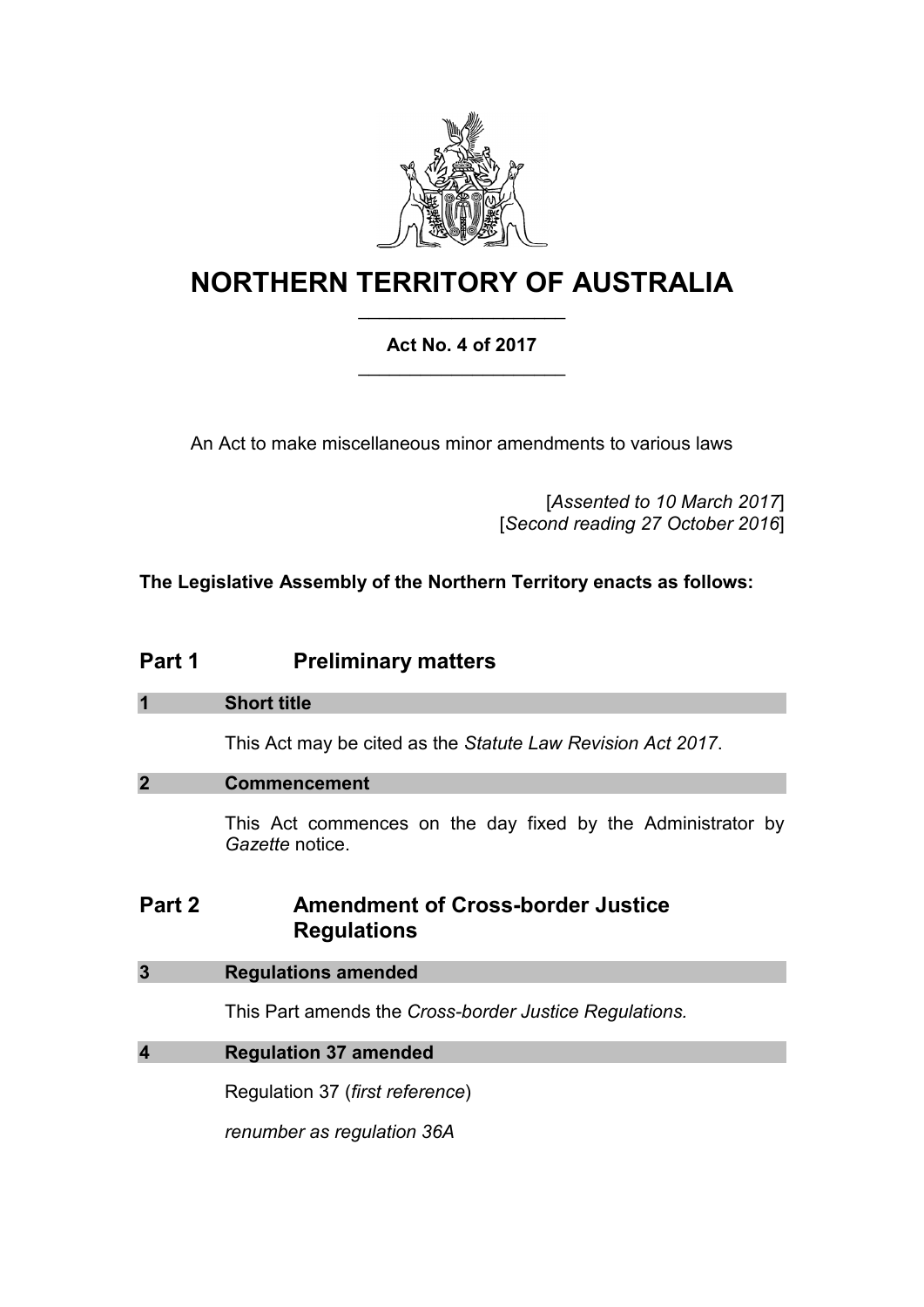# NORTHERN TERRITORY OF AUSTRALIA

**Act No. 4 of 2017**

An Act to make miscellaneous minor amendments to various laws

[*Assented to 10 March 2017*]
[*Second reading 27 October 2016*]

**The Legislative Assembly of the Northern Territory enacts as follows:**

## Part 1 Preliminary matters

### 1 Short title

This Act may be cited as the *Statute Law Revision Act 2017*.

### 2 Commencement

This Act commences on the day fixed by the Administrator by *Gazette* notice.

## Part 2 Amendment of Cross-border Justice Regulations

### 3 Regulations amended

This Part amends the *Cross-border Justice Regulations.*

### 4 Regulation 37 amended

Regulation 37 (*first reference*)

*renumber as regulation 36A*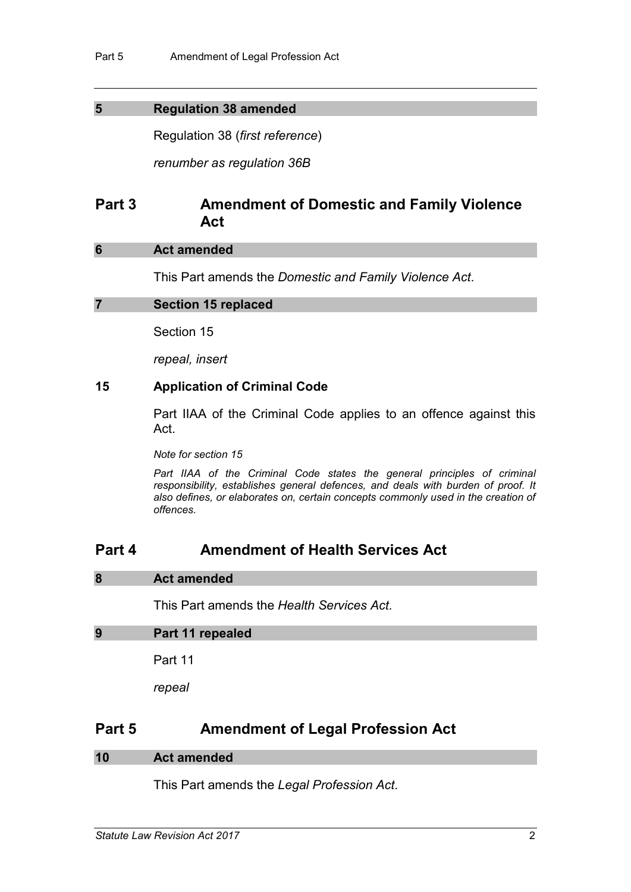### 5 Regulation 38 amended

Regulation 38 (*first reference*)

*renumber as regulation 36B*

## Part 3 Amendment of Domestic and Family Violence Act

### 6 Act amended

This Part amends the *Domestic and Family Violence Act*.

### 7 Section 15 replaced

Section 15

*repeal, insert*

**15 Application of Criminal Code**

Part IIAA of the Criminal Code applies to an offence against this Act.

*Note for section 15*

*Part IIAA of the Criminal Code states the general principles of criminal responsibility, establishes general defences, and deals with burden of proof. It also defines, or elaborates on, certain concepts commonly used in the creation of offences.*

## Part 4 Amendment of Health Services Act

### 8 Act amended

This Part amends the *Health Services Act*.

### 9 Part 11 repealed

Part 11

*repeal*

## Part 5 Amendment of Legal Profession Act

### 10 Act amended

This Part amends the *Legal Profession Act*.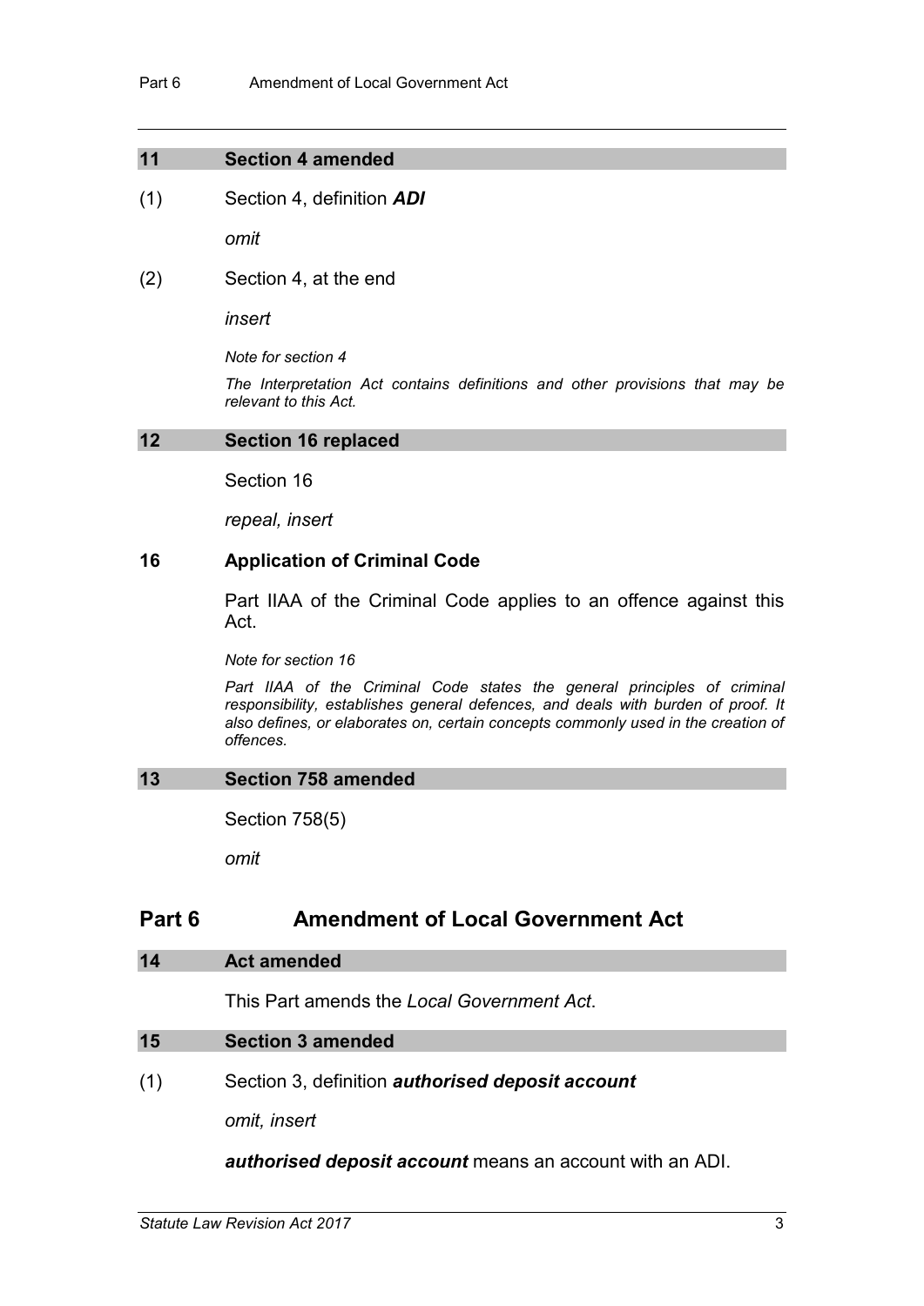### 11 Section 4 amended

(1) Section 4, definition ***ADI***

*omit*

(2) Section 4, at the end

*insert*

*Note for section 4*

*The Interpretation Act contains definitions and other provisions that may be relevant to this Act.*

### 12 Section 16 replaced

Section 16

*repeal, insert*

**16 Application of Criminal Code**

Part IIAA of the Criminal Code applies to an offence against this Act.

*Note for section 16*

*Part IIAA of the Criminal Code states the general principles of criminal responsibility, establishes general defences, and deals with burden of proof. It also defines, or elaborates on, certain concepts commonly used in the creation of offences.*

### 13 Section 758 amended

Section 758(5)

*omit*

## Part 6 Amendment of Local Government Act

### 14 Act amended

This Part amends the *Local Government Act*.

### 15 Section 3 amended

(1) Section 3, definition ***authorised deposit account***

*omit, insert*

***authorised deposit account*** means an account with an ADI.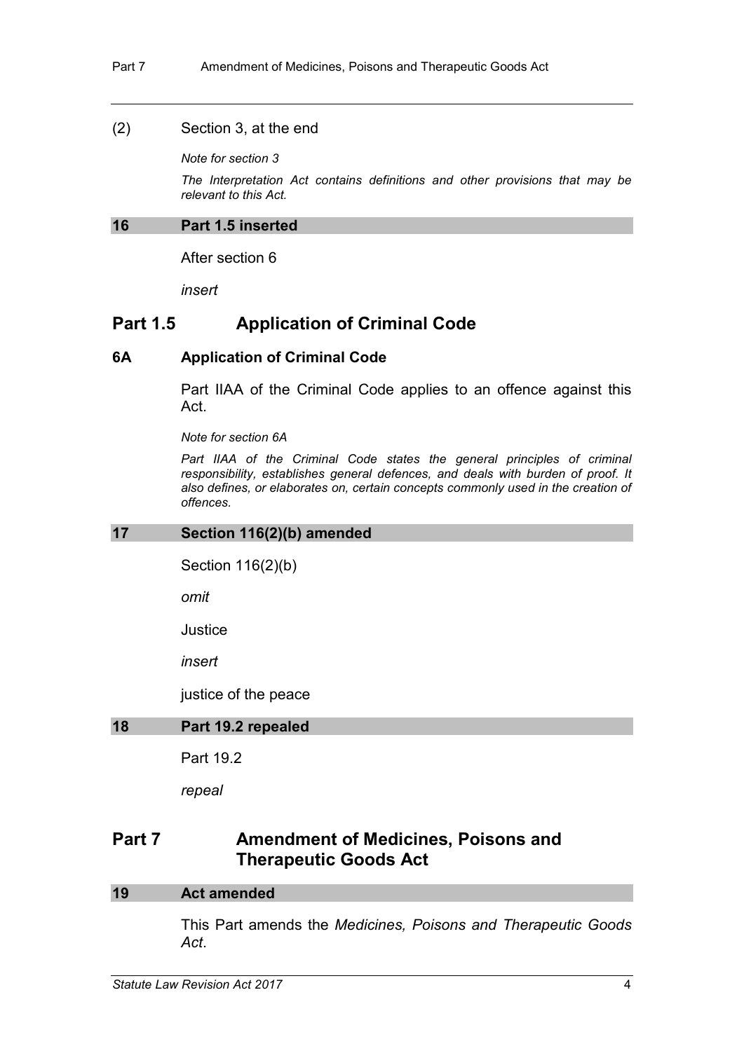(2) Section 3, at the end

*Note for section 3*

*The Interpretation Act contains definitions and other provisions that may be relevant to this Act.*

**16 Part 1.5 inserted**

After section 6

*insert*

## Part 1.5 Application of Criminal Code

### 6A Application of Criminal Code

Part IIAA of the Criminal Code applies to an offence against this Act.

*Note for section 6A*

*Part IIAA of the Criminal Code states the general principles of criminal responsibility, establishes general defences, and deals with burden of proof. It also defines, or elaborates on, certain concepts commonly used in the creation of offences.*

**17 Section 116(2)(b) amended**

Section 116(2)(b)

*omit*

Justice

*insert*

justice of the peace

**18 Part 19.2 repealed**

Part 19.2

*repeal*

## Part 7 Amendment of Medicines, Poisons and Therapeutic Goods Act

**19 Act amended**

This Part amends the *Medicines, Poisons and Therapeutic Goods Act*.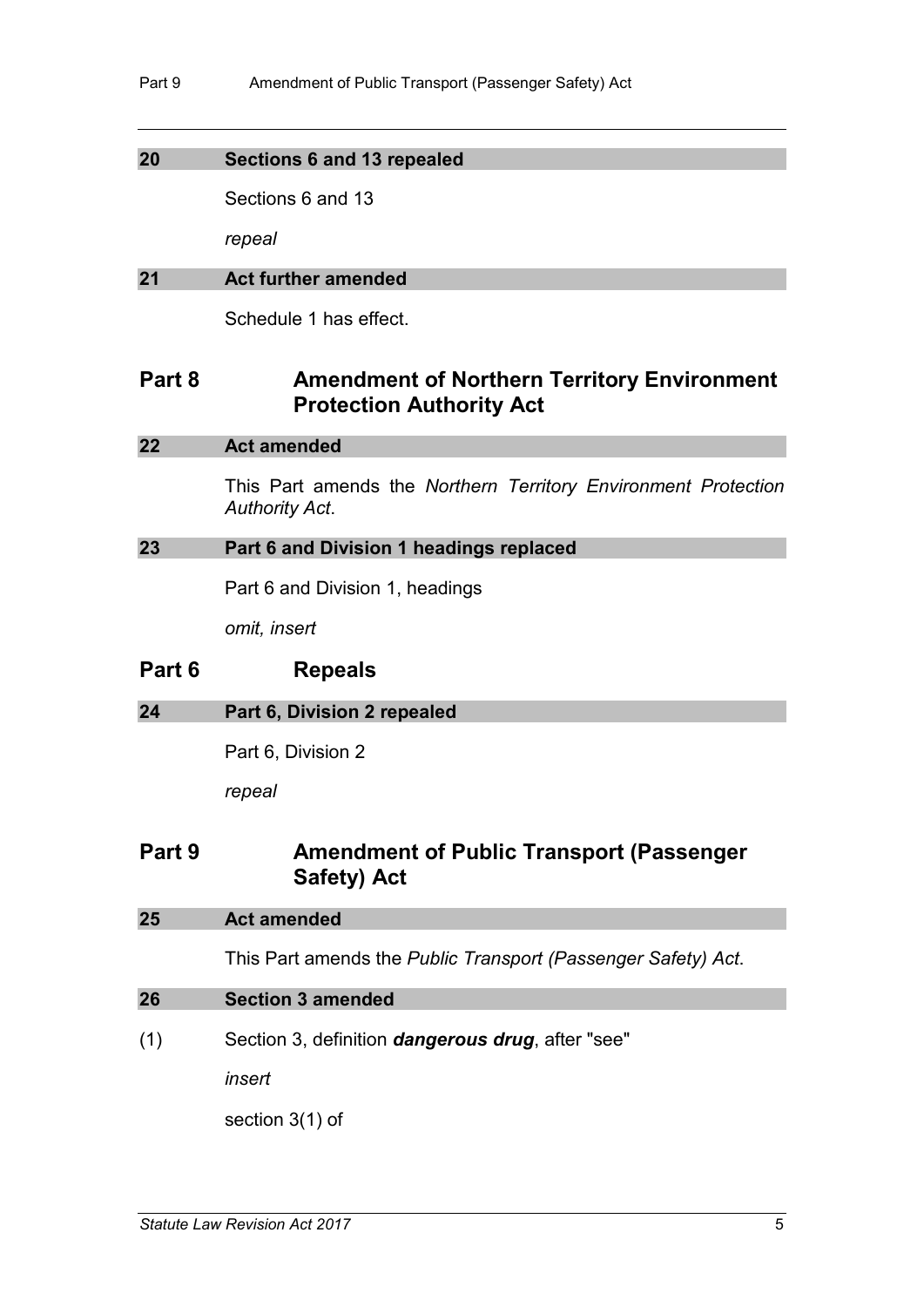### 20 Sections 6 and 13 repealed

Sections 6 and 13

*repeal*

### 21 Act further amended

Schedule 1 has effect.

## Part 8 Amendment of Northern Territory Environment Protection Authority Act

### 22 Act amended

This Part amends the *Northern Territory Environment Protection Authority Act*.

### 23 Part 6 and Division 1 headings replaced

Part 6 and Division 1, headings

*omit, insert*

## Part 6 Repeals

### 24 Part 6, Division 2 repealed

Part 6, Division 2

*repeal*

## Part 9 Amendment of Public Transport (Passenger Safety) Act

### 25 Act amended

This Part amends the *Public Transport (Passenger Safety) Act*.

### 26 Section 3 amended

(1) Section 3, definition ***dangerous drug***, after "see"

*insert*

section 3(1) of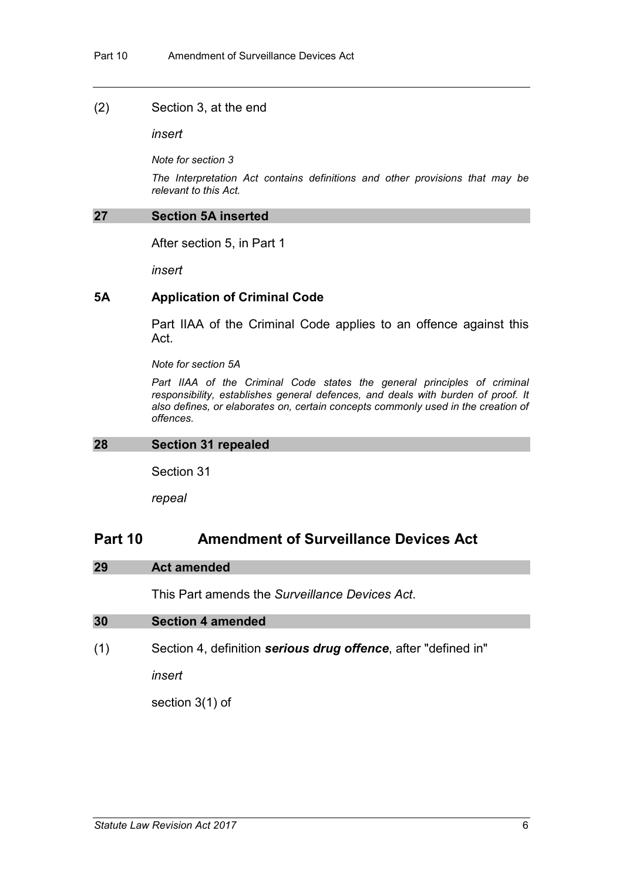(2) Section 3, at the end

*insert*

*Note for section 3*

*The Interpretation Act contains definitions and other provisions that may be relevant to this Act.*

**27 Section 5A inserted**

After section 5, in Part 1

*insert*

**5A Application of Criminal Code**

Part IIAA of the Criminal Code applies to an offence against this Act.

*Note for section 5A*

*Part IIAA of the Criminal Code states the general principles of criminal responsibility, establishes general defences, and deals with burden of proof. It also defines, or elaborates on, certain concepts commonly used in the creation of offences.*

**28 Section 31 repealed**

Section 31

*repeal*

## Part 10 Amendment of Surveillance Devices Act

**29 Act amended**

This Part amends the *Surveillance Devices Act*.

**30 Section 4 amended**

(1) Section 4, definition ***serious drug offence***, after "defined in"

*insert*

section 3(1) of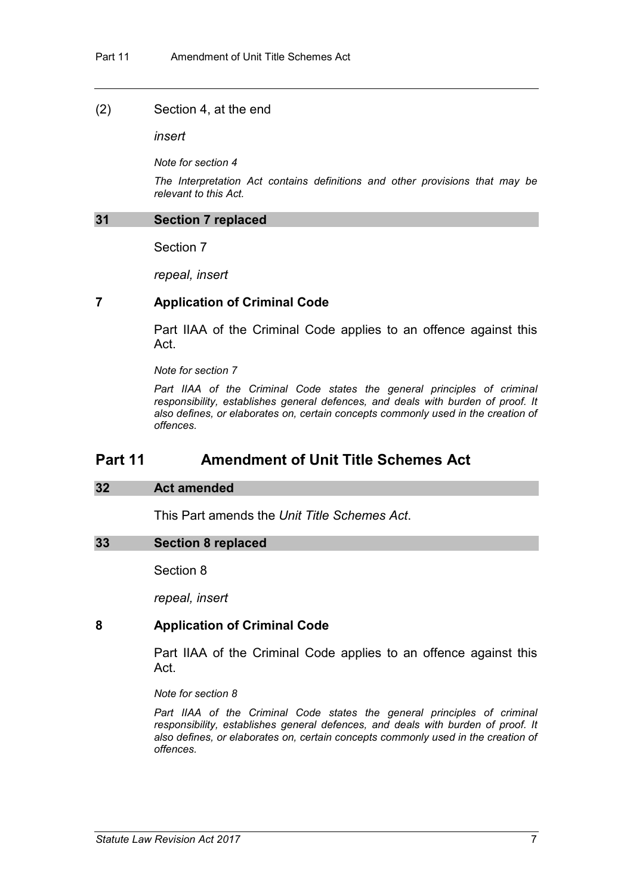(2) Section 4, at the end

*insert*

*Note for section 4*

*The Interpretation Act contains definitions and other provisions that may be relevant to this Act.*

### 31 Section 7 replaced

Section 7

*repeal, insert*

### 7 Application of Criminal Code

Part IIAA of the Criminal Code applies to an offence against this Act.

*Note for section 7*

*Part IIAA of the Criminal Code states the general principles of criminal responsibility, establishes general defences, and deals with burden of proof. It also defines, or elaborates on, certain concepts commonly used in the creation of offences.*

## Part 11 Amendment of Unit Title Schemes Act

### 32 Act amended

This Part amends the *Unit Title Schemes Act*.

### 33 Section 8 replaced

Section 8

*repeal, insert*

### 8 Application of Criminal Code

Part IIAA of the Criminal Code applies to an offence against this Act.

*Note for section 8*

*Part IIAA of the Criminal Code states the general principles of criminal responsibility, establishes general defences, and deals with burden of proof. It also defines, or elaborates on, certain concepts commonly used in the creation of offences.*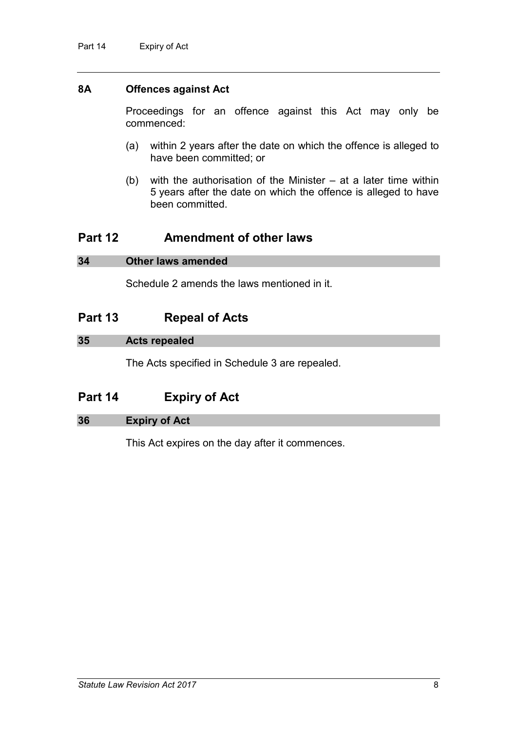**8A Offences against Act**

Proceedings for an offence against this Act may only be commenced:

(a) within 2 years after the date on which the offence is alleged to have been committed; or

(b) with the authorisation of the Minister – at a later time within 5 years after the date on which the offence is alleged to have been committed.

## Part 12 Amendment of other laws

### 34 Other laws amended

Schedule 2 amends the laws mentioned in it.

## Part 13 Repeal of Acts

### 35 Acts repealed

The Acts specified in Schedule 3 are repealed.

## Part 14 Expiry of Act

### 36 Expiry of Act

This Act expires on the day after it commences.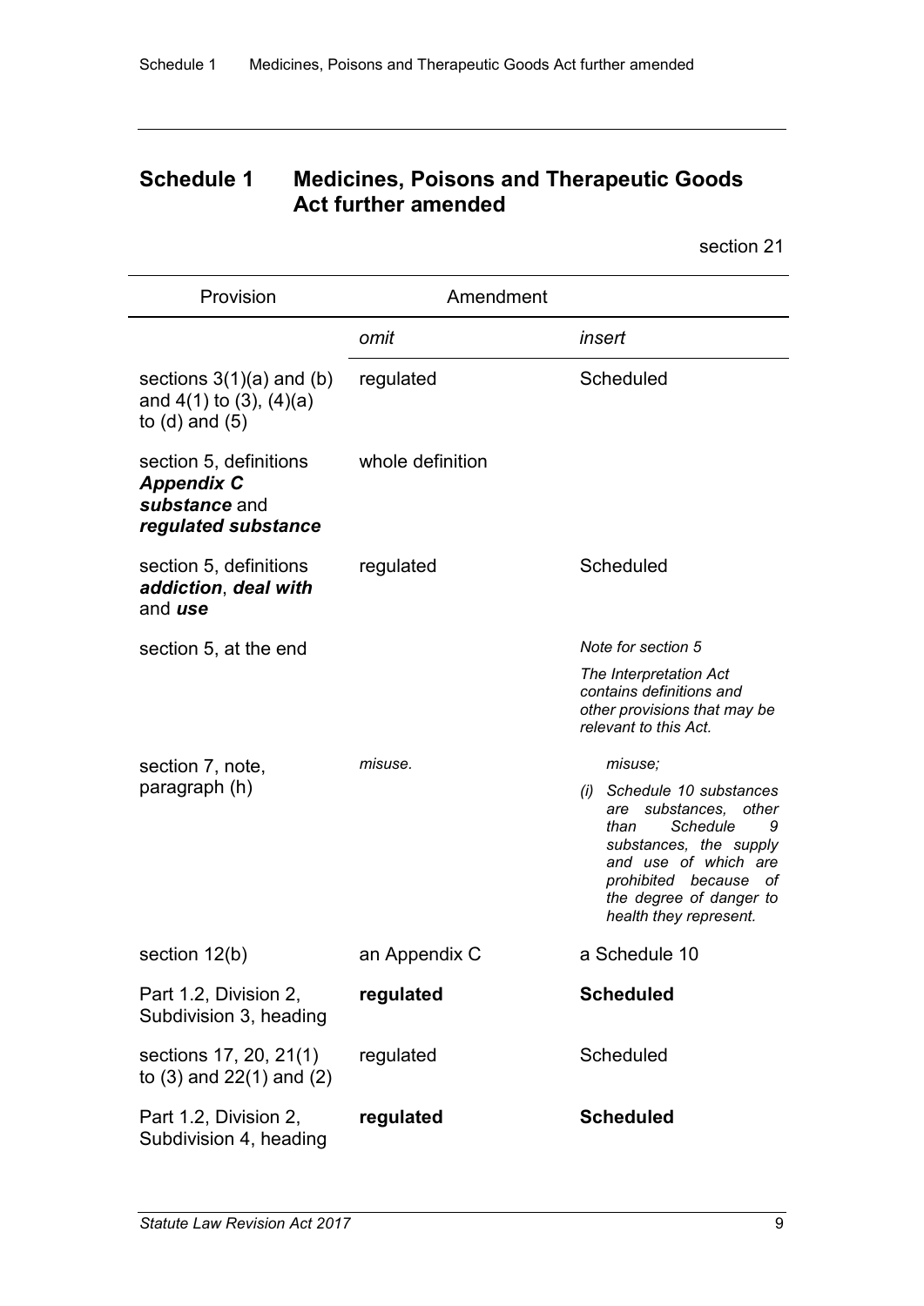# Schedule 1 Medicines, Poisons and Therapeutic Goods Act further amended

section 21

| Provision | Amendment | |
|---|---|---|
| | *omit* | *insert* |
| sections 3(1)(a) and (b) and 4(1) to (3), (4)(a) to (d) and (5) | regulated | Scheduled |
| section 5, definitions ***Appendix C substance*** and ***regulated substance*** | whole definition | |
| section 5, definitions ***addiction***, ***deal with*** and ***use*** | regulated | Scheduled |
| section 5, at the end | | *Note for section 5* *The Interpretation Act contains definitions and other provisions that may be relevant to this Act.* |
| section 7, note, paragraph (h) | *misuse.* | *misuse;* *(i) Schedule 10 substances are substances, other than Schedule 9 substances, the supply and use of which are prohibited because of the degree of danger to health they represent.* |
| section 12(b) | an Appendix C | a Schedule 10 |
| Part 1.2, Division 2, Subdivision 3, heading | **regulated** | **Scheduled** |
| sections 17, 20, 21(1) to (3) and 22(1) and (2) | regulated | Scheduled |
| Part 1.2, Division 2, Subdivision 4, heading | **regulated** | **Scheduled** |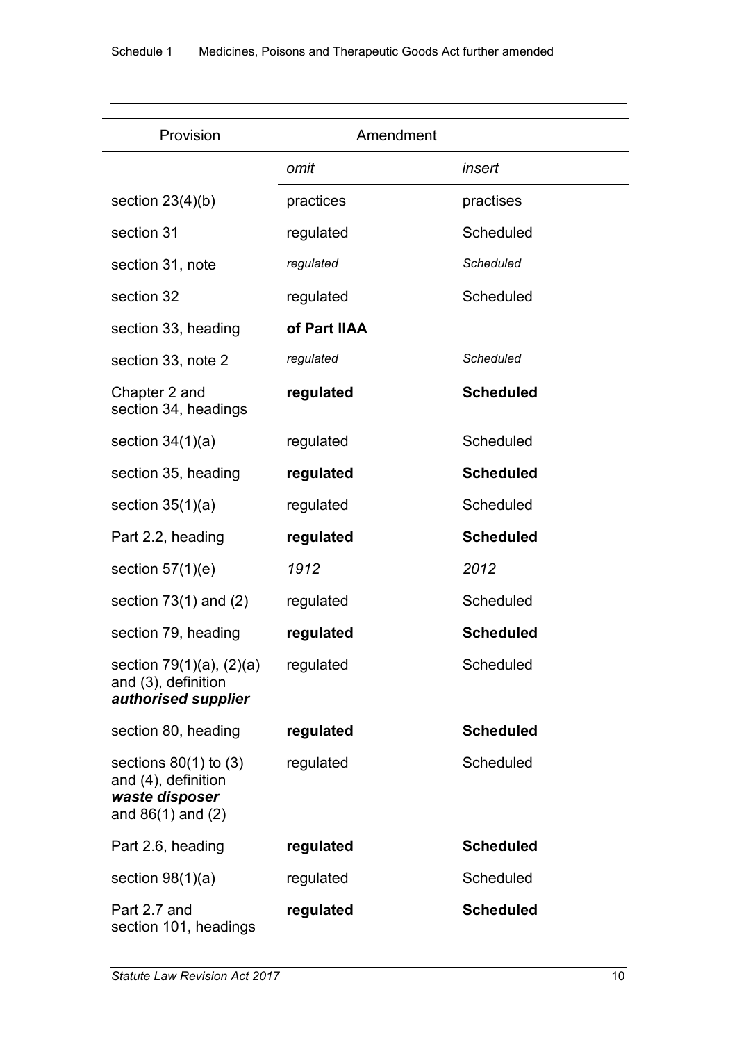| Provision | Amendment | |
|---|---|---|
| | *omit* | *insert* |
| section 23(4)(b) | practices | practises |
| section 31 | regulated | Scheduled |
| section 31, note | *regulated* | *Scheduled* |
| section 32 | regulated | Scheduled |
| section 33, heading | **of Part IIAA** | |
| section 33, note 2 | *regulated* | *Scheduled* |
| Chapter 2 and section 34, headings | **regulated** | **Scheduled** |
| section 34(1)(a) | regulated | Scheduled |
| section 35, heading | **regulated** | **Scheduled** |
| section 35(1)(a) | regulated | Scheduled |
| Part 2.2, heading | **regulated** | **Scheduled** |
| section 57(1)(e) | *1912* | *2012* |
| section 73(1) and (2) | regulated | Scheduled |
| section 79, heading | **regulated** | **Scheduled** |
| section 79(1)(a), (2)(a) and (3), definition ***authorised supplier*** | regulated | Scheduled |
| section 80, heading | **regulated** | **Scheduled** |
| sections 80(1) to (3) and (4), definition ***waste disposer*** and 86(1) and (2) | regulated | Scheduled |
| Part 2.6, heading | **regulated** | **Scheduled** |
| section 98(1)(a) | regulated | Scheduled |
| Part 2.7 and section 101, headings | **regulated** | **Scheduled** |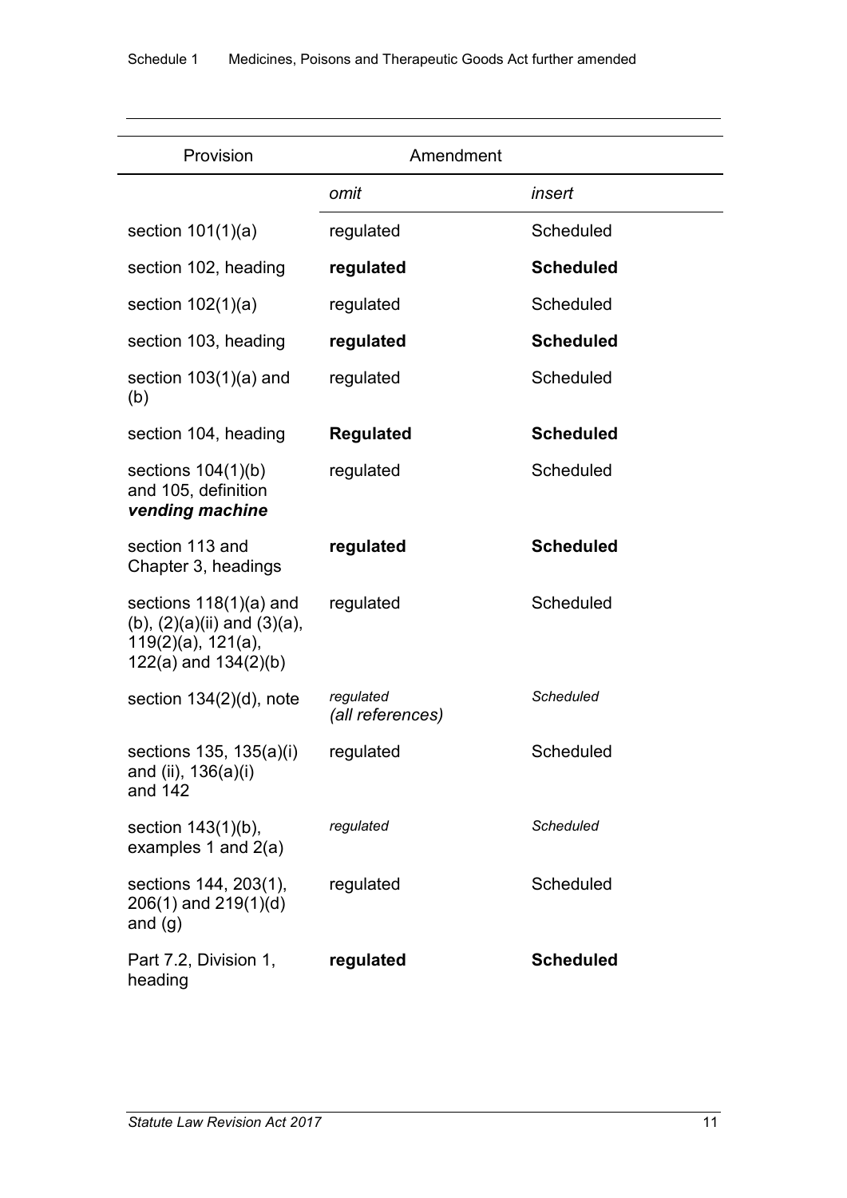| Provision | Amendment | |
|---|---|---|
| | *omit* | *insert* |
| section 101(1)(a) | regulated | Scheduled |
| section 102, heading | **regulated** | **Scheduled** |
| section 102(1)(a) | regulated | Scheduled |
| section 103, heading | **regulated** | **Scheduled** |
| section 103(1)(a) and (b) | regulated | Scheduled |
| section 104, heading | **Regulated** | **Scheduled** |
| sections 104(1)(b) and 105, definition ***vending machine*** | regulated | Scheduled |
| section 113 and Chapter 3, headings | **regulated** | **Scheduled** |
| sections 118(1)(a) and (b), (2)(a)(ii) and (3)(a), 119(2)(a), 121(a), 122(a) and 134(2)(b) | regulated | Scheduled |
| section 134(2)(d), note | *regulated (all references)* | *Scheduled* |
| sections 135, 135(a)(i) and (ii), 136(a)(i) and 142 | regulated | Scheduled |
| section 143(1)(b), examples 1 and 2(a) | *regulated* | *Scheduled* |
| sections 144, 203(1), 206(1) and 219(1)(d) and (g) | regulated | Scheduled |
| Part 7.2, Division 1, heading | **regulated** | **Scheduled** |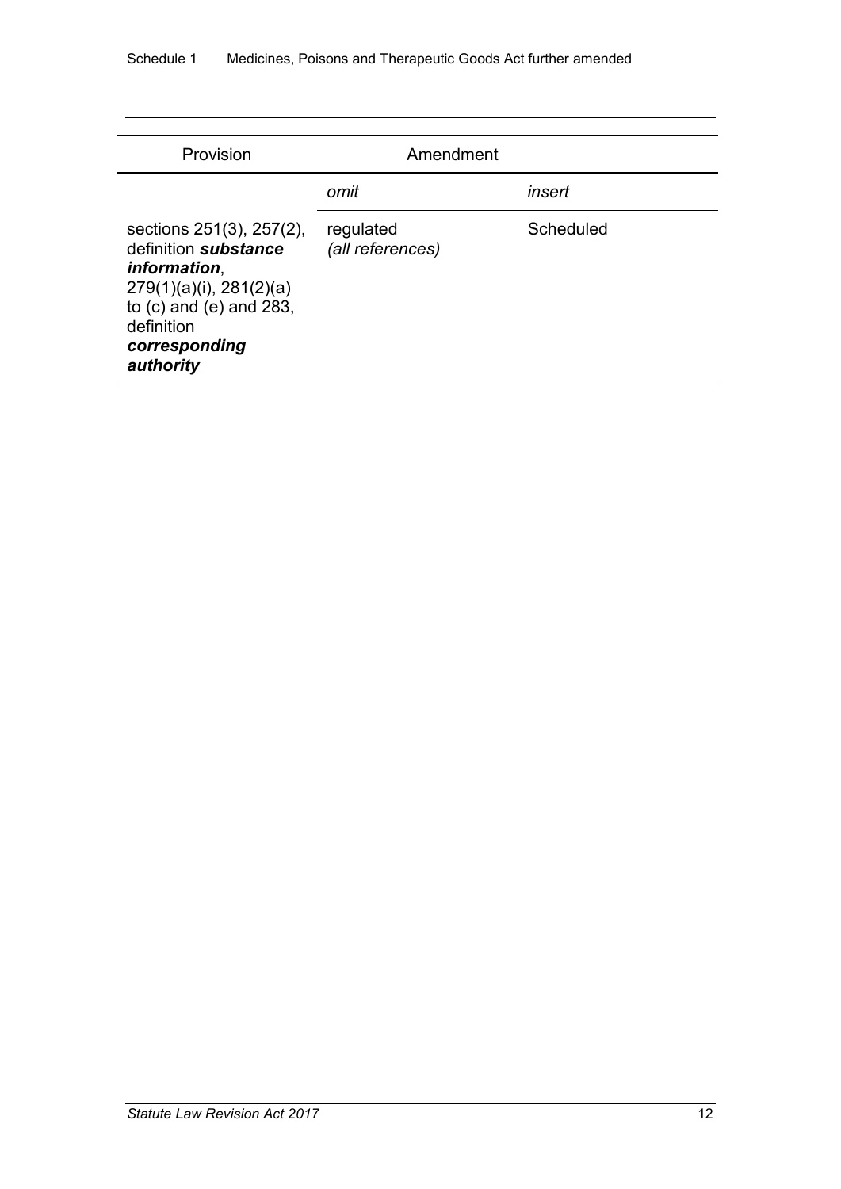| Provision | Amendment | |
|---|---|---|
| | *omit* | *insert* |
| sections 251(3), 257(2), definition ***substance information***, 279(1)(a)(i), 281(2)(a) to (c) and (e) and 283, definition ***corresponding authority*** | regulated *(all references)* | Scheduled |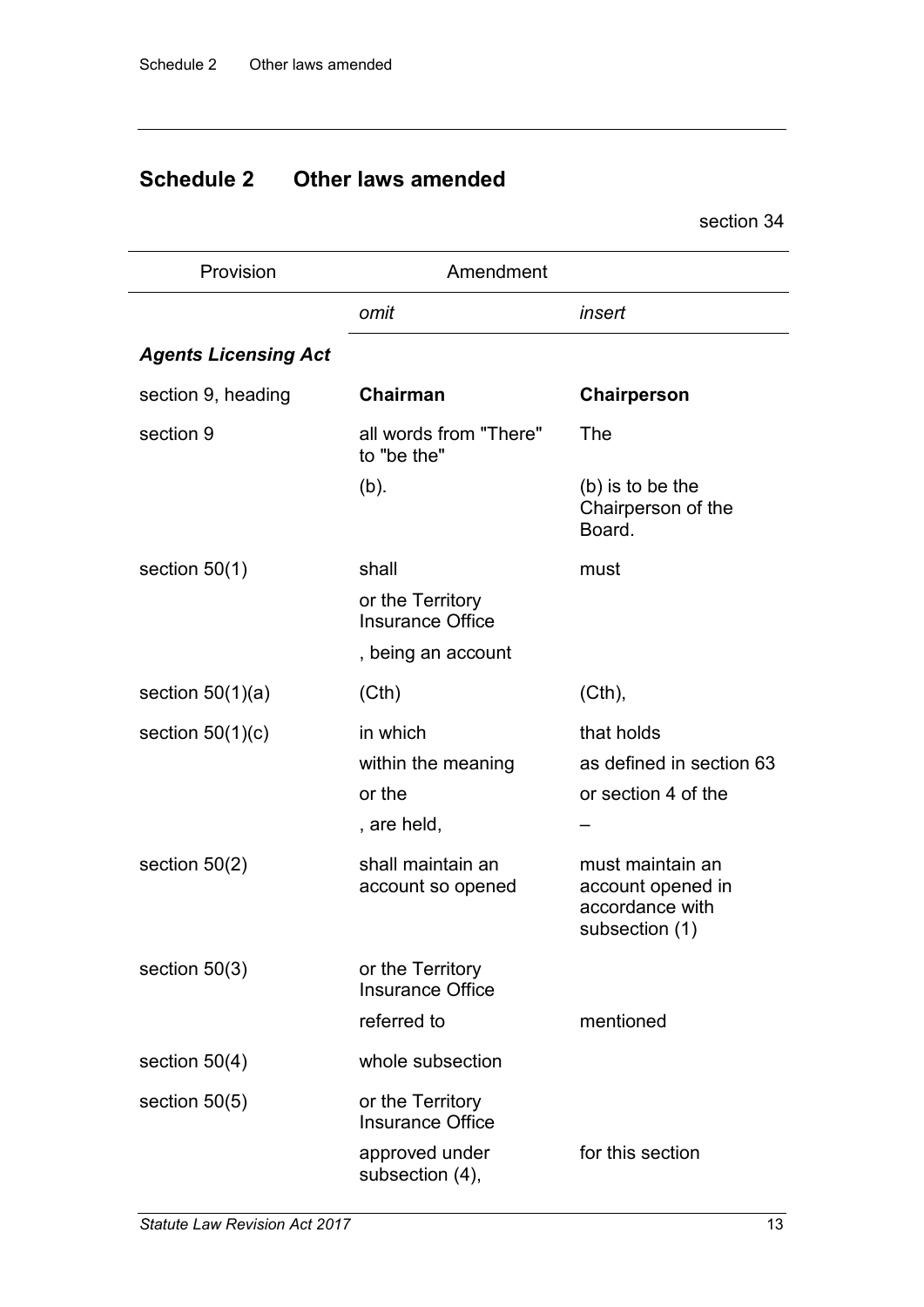## Schedule 2 Other laws amended

section 34

| Provision | Amendment | |
|---|---|---|
| | *omit* | *insert* |
| ***Agents Licensing Act*** | | |
| section 9, heading | **Chairman** | **Chairperson** |
| section 9 | all words from "There" to "be the" | The |
| | (b). | (b) is to be the Chairperson of the Board. |
| section 50(1) | shall | must |
| | or the Territory Insurance Office | |
| | , being an account | |
| section 50(1)(a) | (Cth) | (Cth), |
| section 50(1)(c) | in which | that holds |
| | within the meaning | as defined in section 63 |
| | or the | or section 4 of the |
| | , are held, | – |
| section 50(2) | shall maintain an account so opened | must maintain an account opened in accordance with subsection (1) |
| section 50(3) | or the Territory Insurance Office | |
| | referred to | mentioned |
| section 50(4) | whole subsection | |
| section 50(5) | or the Territory Insurance Office | |
| | approved under subsection (4), | for this section |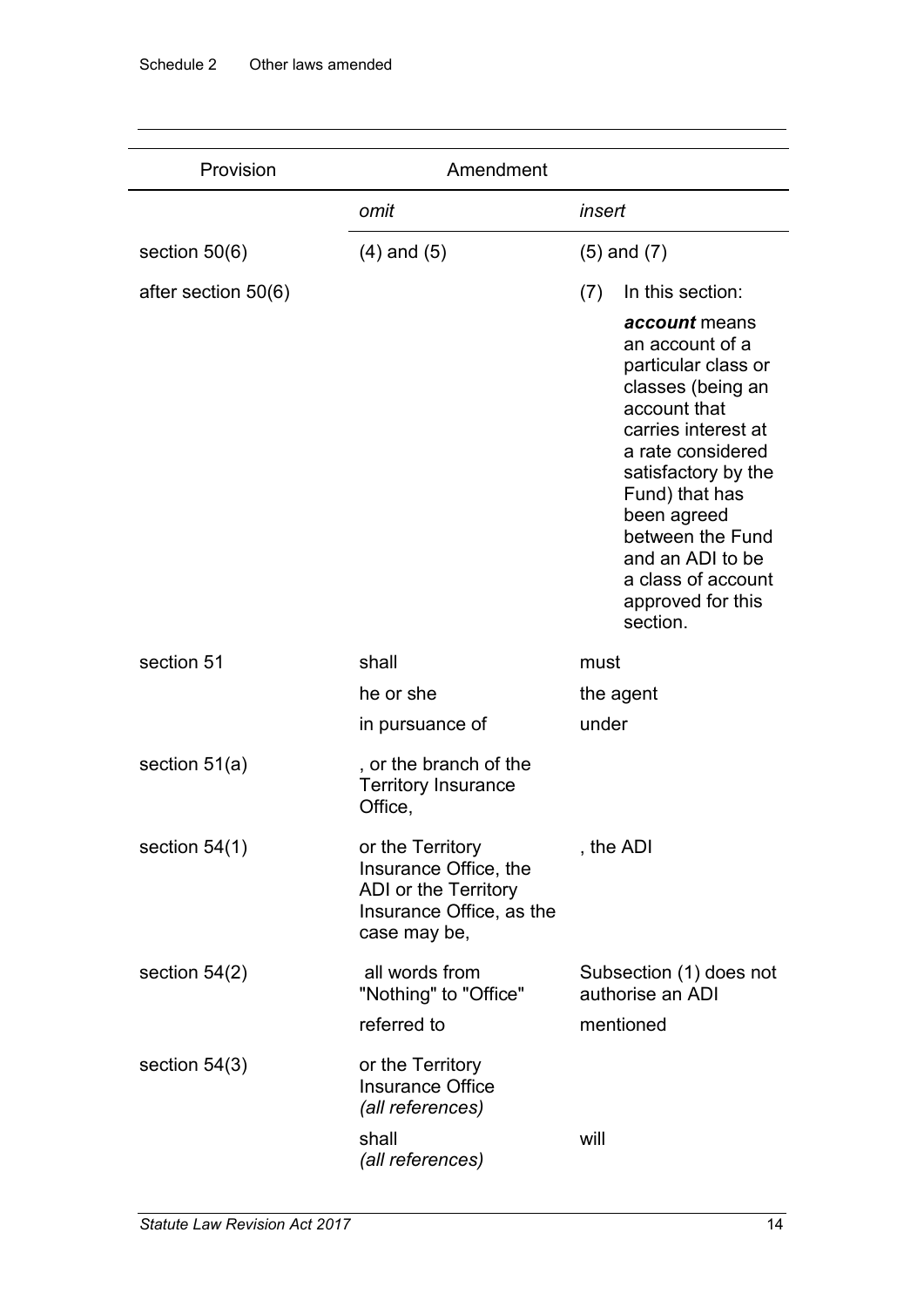| Provision | Amendment | |
|---|---|---|
| | *omit* | *insert* |
| section 50(6) | (4) and (5) | (5) and (7) |
| after section 50(6) | | (7) In this section: ***account*** means an account of a particular class or classes (being an account that carries interest at a rate considered satisfactory by the Fund) that has been agreed between the Fund and an ADI to be a class of account approved for this section. |
| section 51 | shall | must |
| | he or she | the agent |
| | in pursuance of | under |
| section 51(a) | , or the branch of the Territory Insurance Office, | |
| section 54(1) | or the Territory Insurance Office, the ADI or the Territory Insurance Office, as the case may be, | , the ADI |
| section 54(2) | all words from "Nothing" to "Office" | Subsection (1) does not authorise an ADI |
| | referred to | mentioned |
| section 54(3) | or the Territory Insurance Office *(all references)* | |
| | shall *(all references)* | will |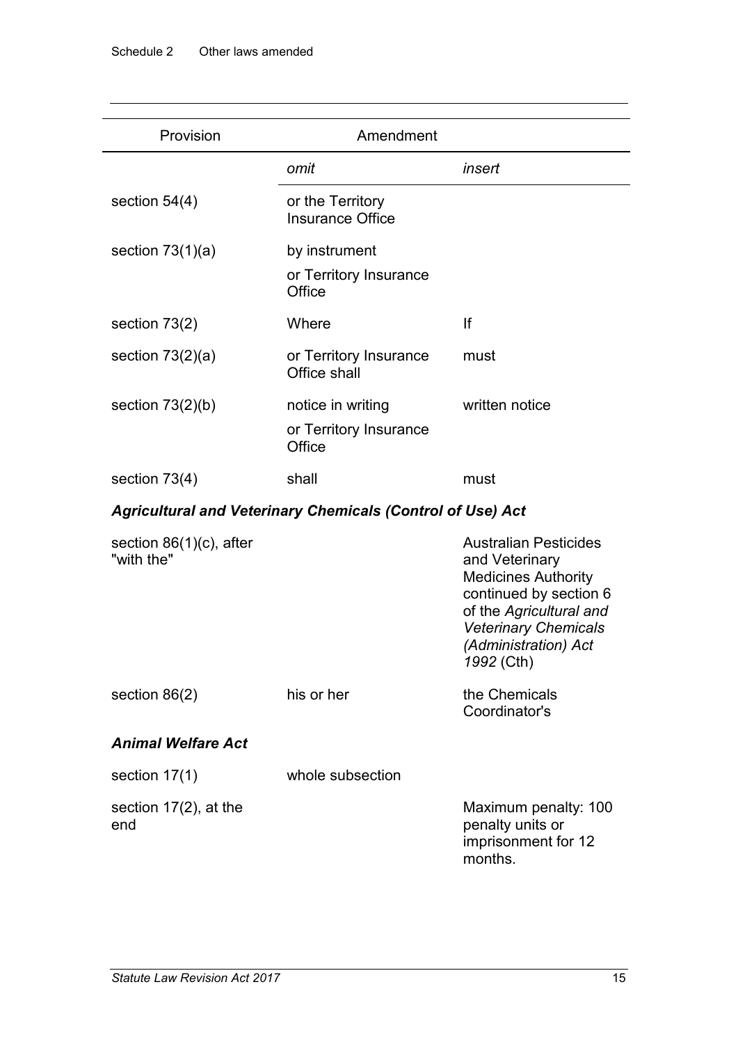| Provision | Amendment | |
|---|---|---|
| | *omit* | *insert* |
| section 54(4) | or the Territory Insurance Office | |
| section 73(1)(a) | by instrument<br>or Territory Insurance Office | |
| section 73(2) | Where | If |
| section 73(2)(a) | or Territory Insurance Office shall | must |
| section 73(2)(b) | notice in writing<br>or Territory Insurance Office | written notice |
| section 73(4) | shall | must |
| ***Agricultural and Veterinary Chemicals (Control of Use) Act*** | | |
| section 86(1)(c), after "with the" | | Australian Pesticides and Veterinary Medicines Authority continued by section 6 of the *Agricultural and Veterinary Chemicals (Administration) Act 1992* (Cth) |
| section 86(2) | his or her | the Chemicals Coordinator's |
| ***Animal Welfare Act*** | | |
| section 17(1) | whole subsection | |
| section 17(2), at the end | | Maximum penalty: 100 penalty units or imprisonment for 12 months. |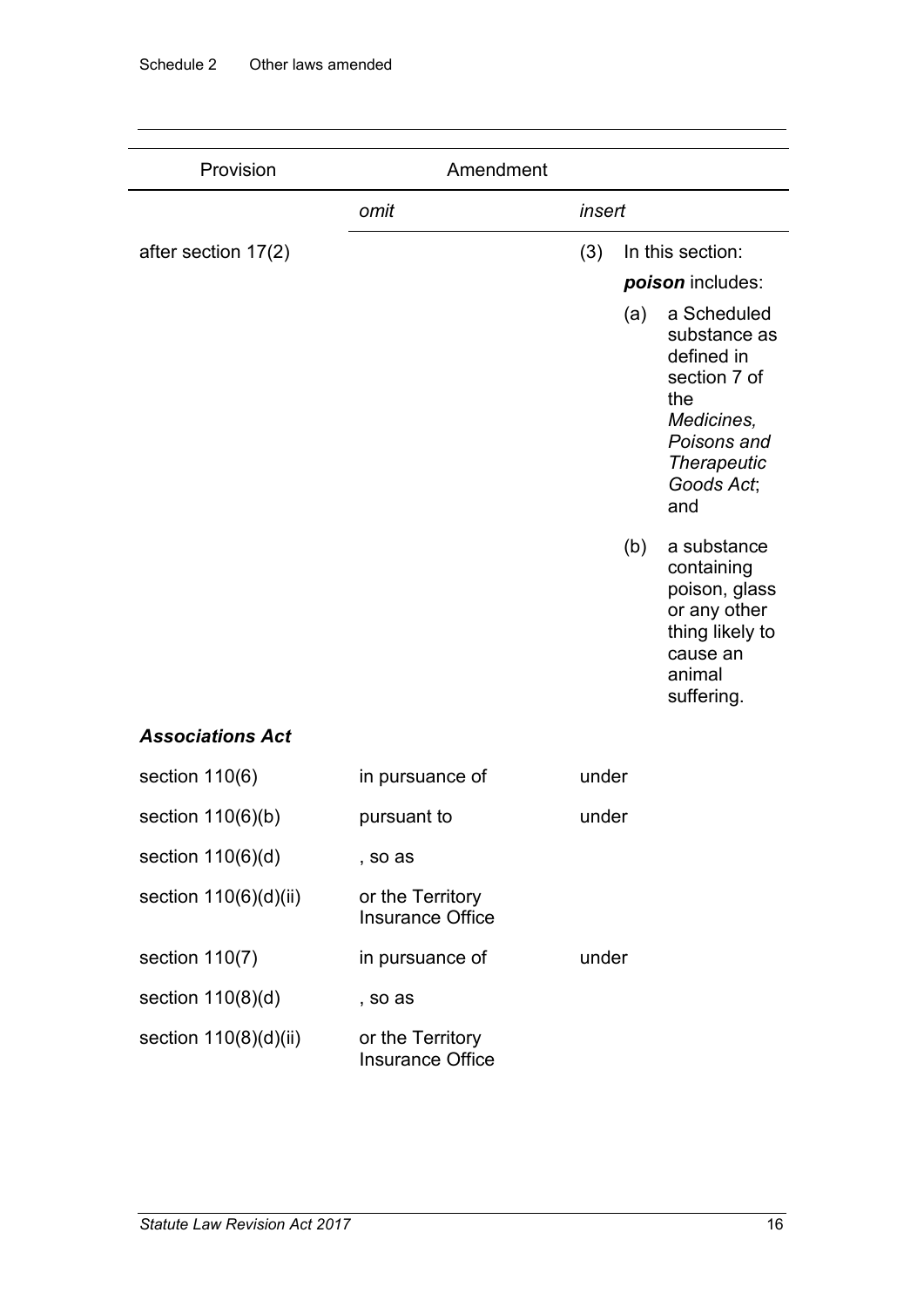| Provision | Amendment | |
|---|---|---|
| | *omit* | *insert* |
| after section 17(2) | | (3) In this section:<br>***poison*** includes:<br>(a) a Scheduled substance as defined in section 7 of the *Medicines, Poisons and Therapeutic Goods Act*; and<br>(b) a substance containing poison, glass or any other thing likely to cause an animal suffering. |
| ***Associations Act*** | | |
| section 110(6) | in pursuance of | under |
| section 110(6)(b) | pursuant to | under |
| section 110(6)(d) | , so as | |
| section 110(6)(d)(ii) | or the Territory Insurance Office | |
| section 110(7) | in pursuance of | under |
| section 110(8)(d) | , so as | |
| section 110(8)(d)(ii) | or the Territory Insurance Office | |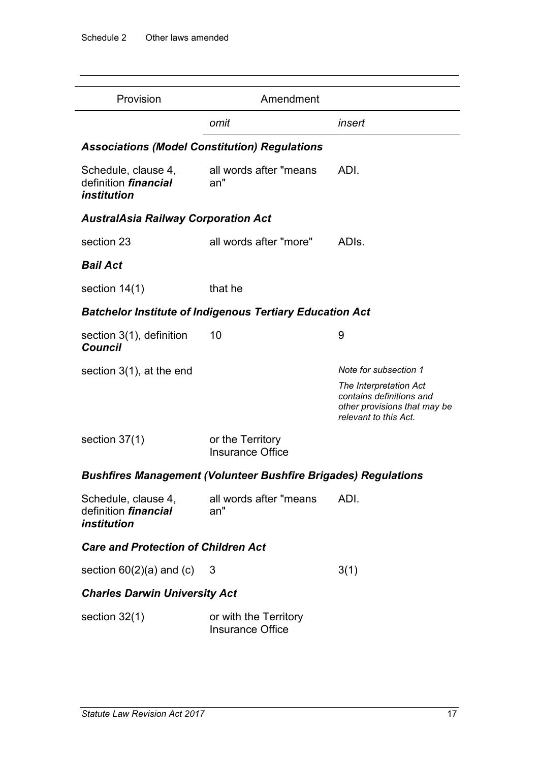| Provision | Amendment | |
|---|---|---|
| | *omit* | *insert* |
| ***Associations (Model Constitution) Regulations*** | | |
| Schedule, clause 4, definition ***financial institution*** | all words after "means an" | ADI. |
| ***AustralAsia Railway Corporation Act*** | | |
| section 23 | all words after "more" | ADIs. |
| ***Bail Act*** | | |
| section 14(1) | that he | |
| ***Batchelor Institute of Indigenous Tertiary Education Act*** | | |
| section 3(1), definition ***Council*** | 10 | 9 |
| section 3(1), at the end | | *Note for subsection 1*<br>*The Interpretation Act contains definitions and other provisions that may be relevant to this Act.* |
| section 37(1) | or the Territory Insurance Office | |
| ***Bushfires Management (Volunteer Bushfire Brigades) Regulations*** | | |
| Schedule, clause 4, definition ***financial institution*** | all words after "means an" | ADI. |
| ***Care and Protection of Children Act*** | | |
| section 60(2)(a) and (c) | 3 | 3(1) |
| ***Charles Darwin University Act*** | | |
| section 32(1) | or with the Territory Insurance Office | |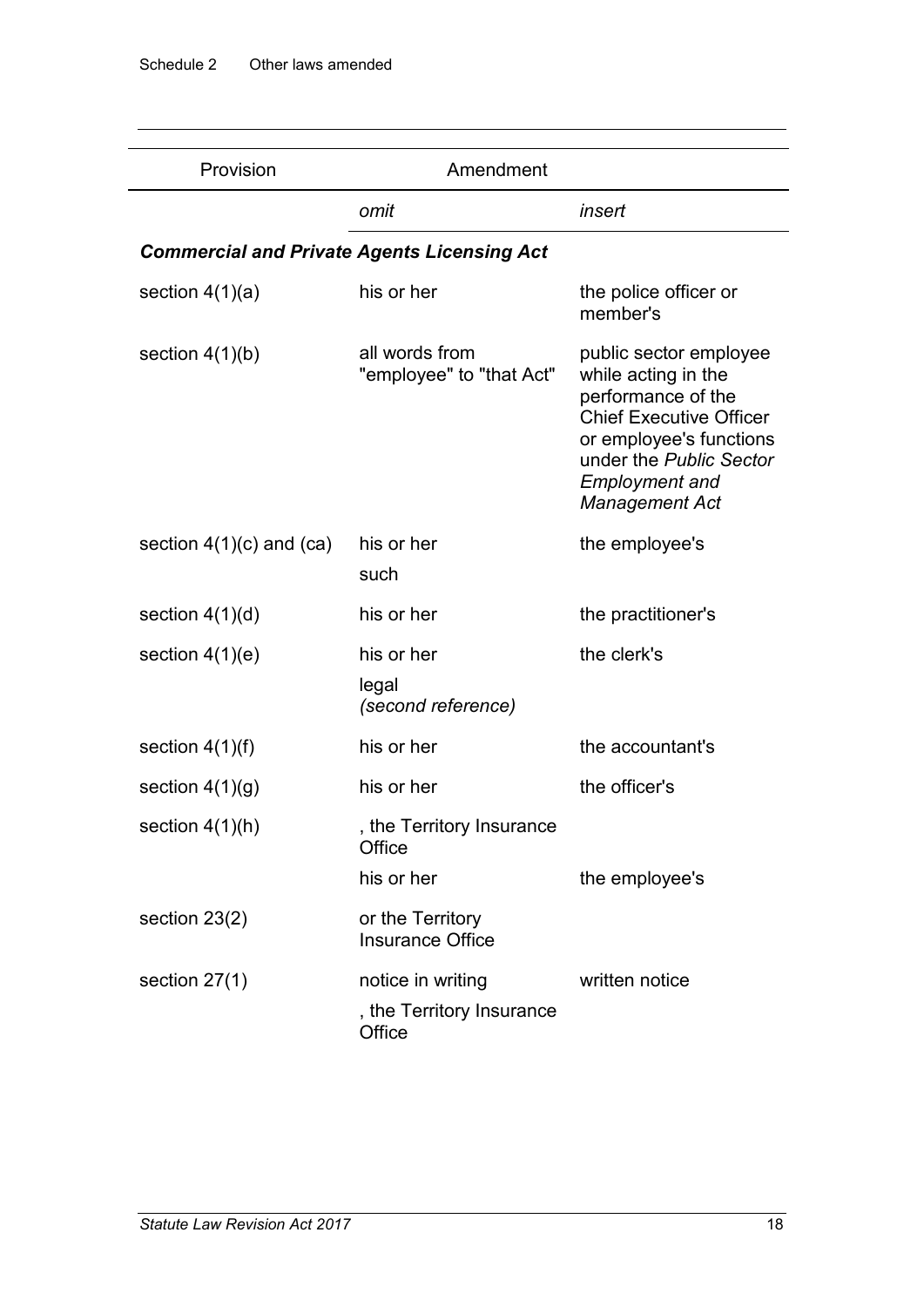| Provision | Amendment | |
|---|---|---|
| | *omit* | *insert* |
| ***Commercial and Private Agents Licensing Act*** | | |
| section 4(1)(a) | his or her | the police officer or member's |
| section 4(1)(b) | all words from "employee" to "that Act" | public sector employee while acting in the performance of the Chief Executive Officer or employee's functions under the *Public Sector Employment and Management Act* |
| section 4(1)(c) and (ca) | his or her | the employee's |
| | such | |
| section 4(1)(d) | his or her | the practitioner's |
| section 4(1)(e) | his or her | the clerk's |
| | legal *(second reference)* | |
| section 4(1)(f) | his or her | the accountant's |
| section 4(1)(g) | his or her | the officer's |
| section 4(1)(h) | , the Territory Insurance Office | |
| | his or her | the employee's |
| section 23(2) | or the Territory Insurance Office | |
| section 27(1) | notice in writing | written notice |
| | , the Territory Insurance Office | |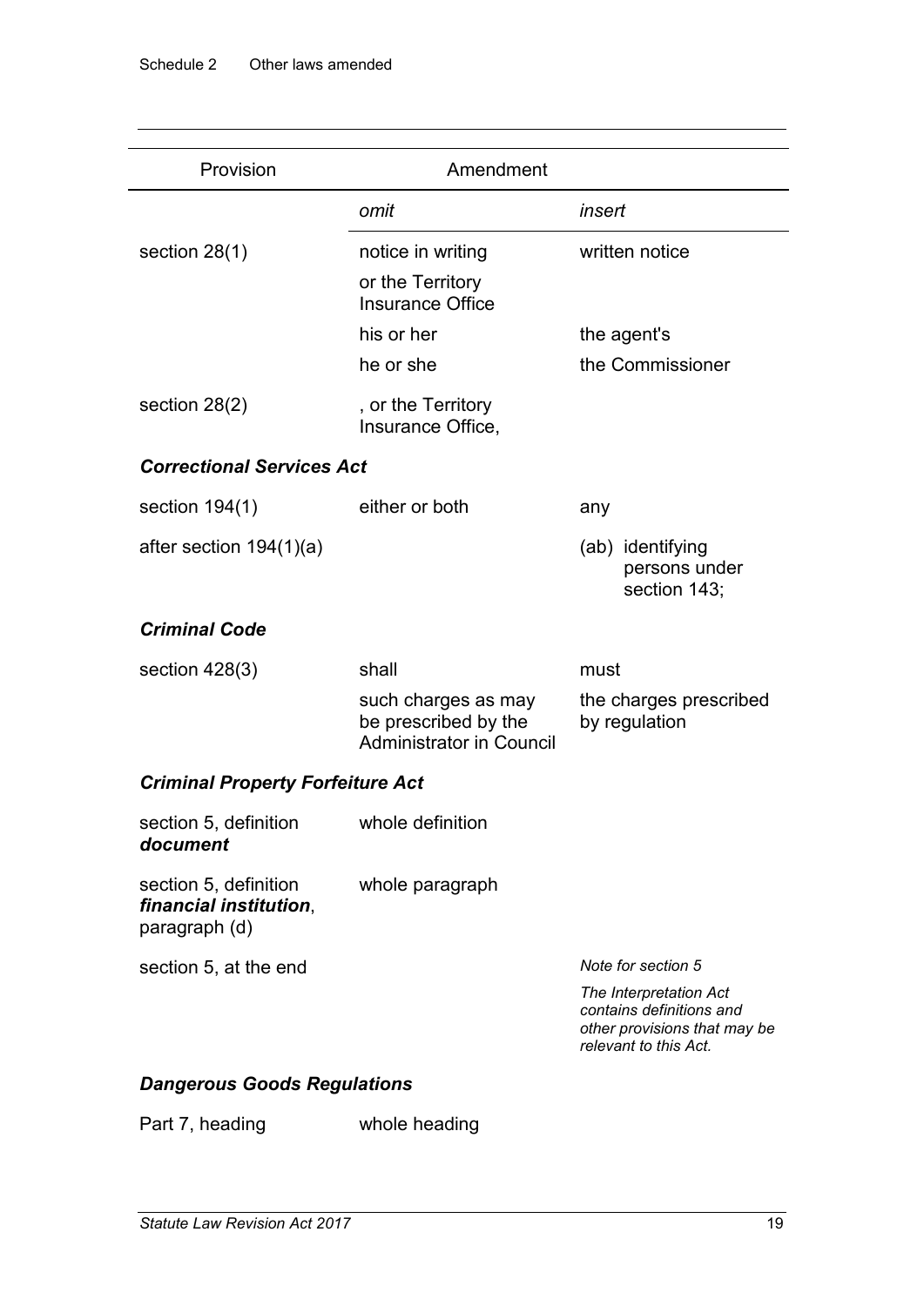| Provision | Amendment | |
|---|---|---|
| | *omit* | *insert* |
| section 28(1) | notice in writing | written notice |
| | or the Territory Insurance Office | |
| | his or her | the agent's |
| | he or she | the Commissioner |
| section 28(2) | , or the Territory Insurance Office, | |
| ***Correctional Services Act*** | | |
| section 194(1) | either or both | any |
| after section 194(1)(a) | | (ab) identifying persons under section 143; |
| ***Criminal Code*** | | |
| section 428(3) | shall | must |
| | such charges as may be prescribed by the Administrator in Council | the charges prescribed by regulation |
| ***Criminal Property Forfeiture Act*** | | |
| section 5, definition ***document*** | whole definition | |
| section 5, definition ***financial institution***, paragraph (d) | whole paragraph | |
| section 5, at the end | | *Note for section 5*<br>*The Interpretation Act contains definitions and other provisions that may be relevant to this Act.* |
| ***Dangerous Goods Regulations*** | | |
| Part 7, heading | whole heading | |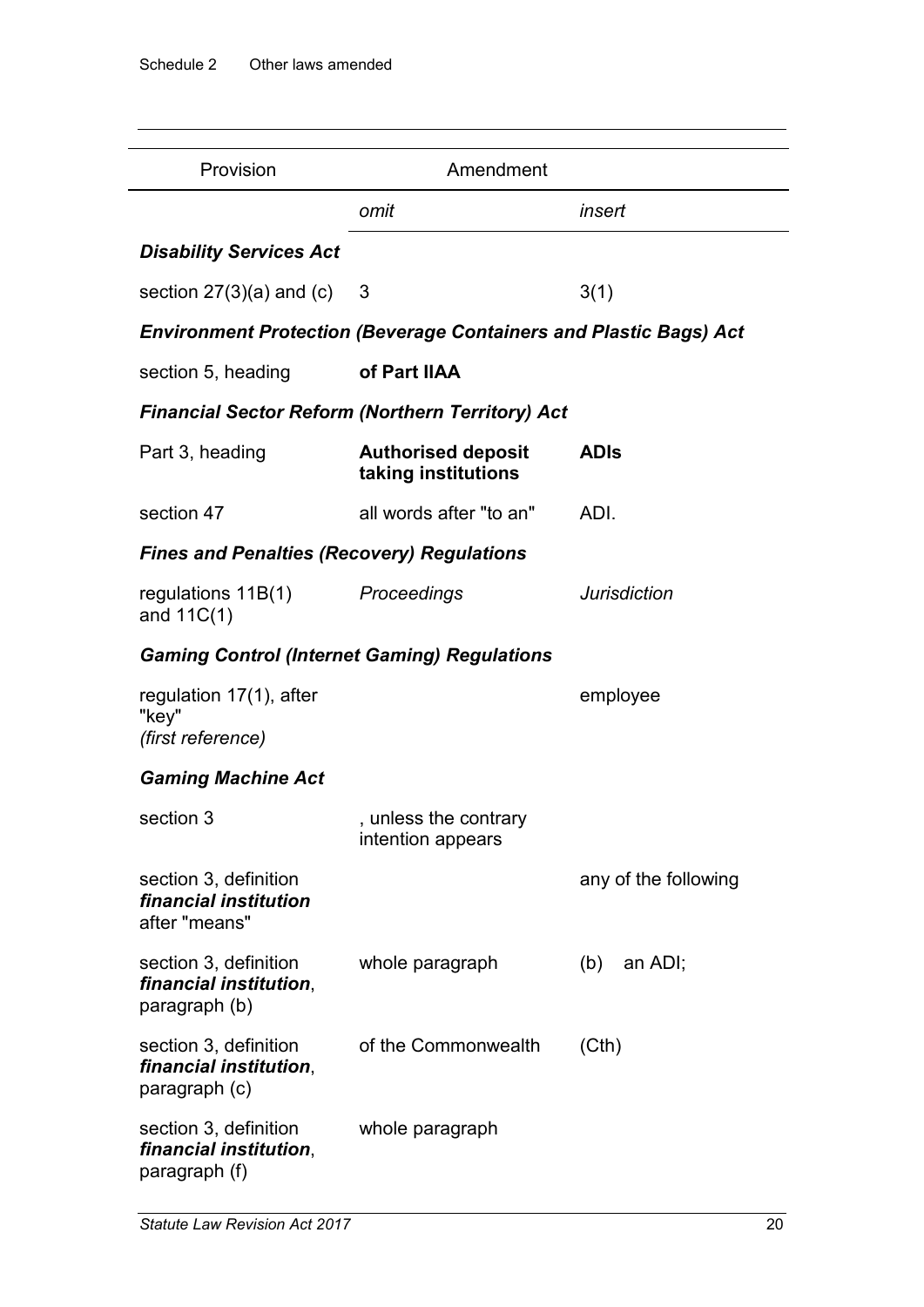| Provision | Amendment | |
|---|---|---|
| | *omit* | *insert* |
| ***Disability Services Act*** | | |
| section 27(3)(a) and (c) | 3 | 3(1) |
| ***Environment Protection (Beverage Containers and Plastic Bags) Act*** | | |
| section 5, heading | **of Part IIAA** | |
| ***Financial Sector Reform (Northern Territory) Act*** | | |
| Part 3, heading | **Authorised deposit taking institutions** | **ADIs** |
| section 47 | all words after "to an" | ADI. |
| ***Fines and Penalties (Recovery) Regulations*** | | |
| regulations 11B(1) and 11C(1) | *Proceedings* | *Jurisdiction* |
| ***Gaming Control (Internet Gaming) Regulations*** | | |
| regulation 17(1), after "key" *(first reference)* | | employee |
| ***Gaming Machine Act*** | | |
| section 3 | , unless the contrary intention appears | |
| section 3, definition ***financial institution*** after "means" | | any of the following |
| section 3, definition ***financial institution***, paragraph (b) | whole paragraph | (b) an ADI; |
| section 3, definition ***financial institution***, paragraph (c) | of the Commonwealth | (Cth) |
| section 3, definition ***financial institution***, paragraph (f) | whole paragraph | |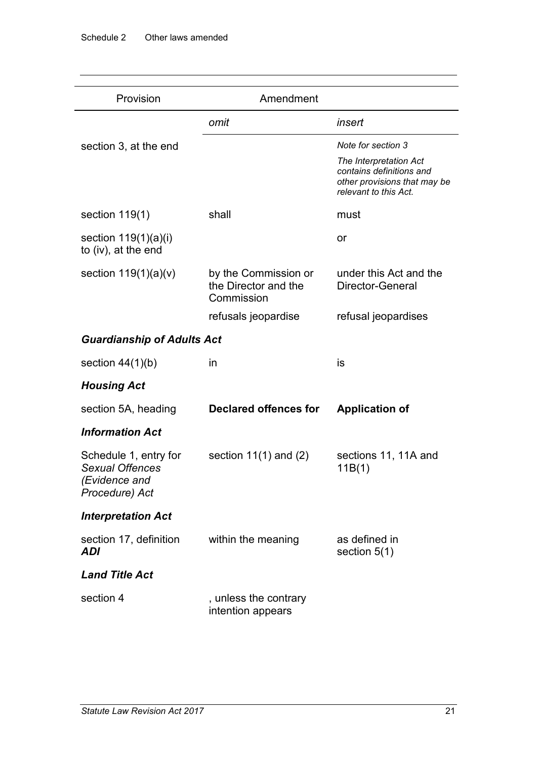| Provision | Amendment | |
|---|---|---|
| | *omit* | *insert* |
| section 3, at the end | | *Note for section 3*<br>*The Interpretation Act contains definitions and other provisions that may be relevant to this Act.* |
| section 119(1) | shall | must |
| section 119(1)(a)(i) to (iv), at the end | | or |
| section 119(1)(a)(v) | by the Commission or the Director and the Commission | under this Act and the Director-General |
| | refusals jeopardise | refusal jeopardises |
| ***Guardianship of Adults Act*** | | |
| section 44(1)(b) | in | is |
| ***Housing Act*** | | |
| section 5A, heading | **Declared offences for** | **Application of** |
| ***Information Act*** | | |
| Schedule 1, entry for *Sexual Offences (Evidence and Procedure) Act* | section 11(1) and (2) | sections 11, 11A and 11B(1) |
| ***Interpretation Act*** | | |
| section 17, definition ***ADI*** | within the meaning | as defined in section 5(1) |
| ***Land Title Act*** | | |
| section 4 | , unless the contrary intention appears | |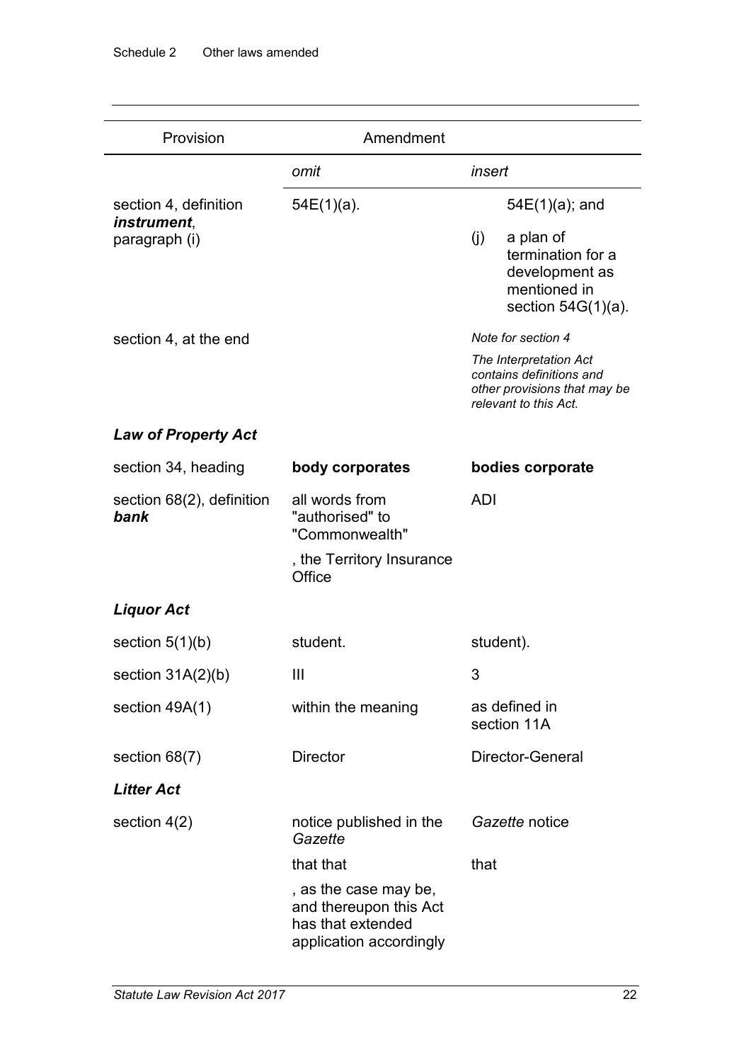| Provision | Amendment | |
|---|---|---|
| | *omit* | *insert* |
| section 4, definition ***instrument***, paragraph (i) | 54E(1)(a). | 54E(1)(a); and<br>(j) a plan of termination for a development as mentioned in section 54G(1)(a). |
| section 4, at the end | | *Note for section 4*<br>*The Interpretation Act contains definitions and other provisions that may be relevant to this Act.* |
| ***Law of Property Act*** | | |
| section 34, heading | **body corporates** | **bodies corporate** |
| section 68(2), definition ***bank*** | all words from "authorised" to "Commonwealth" | ADI |
| | , the Territory Insurance Office | |
| ***Liquor Act*** | | |
| section 5(1)(b) | student. | student). |
| section 31A(2)(b) | III | 3 |
| section 49A(1) | within the meaning | as defined in section 11A |
| section 68(7) | Director | Director-General |
| ***Litter Act*** | | |
| section 4(2) | notice published in the *Gazette* | *Gazette* notice |
| | that that | that |
| | , as the case may be, and thereupon this Act has that extended application accordingly | |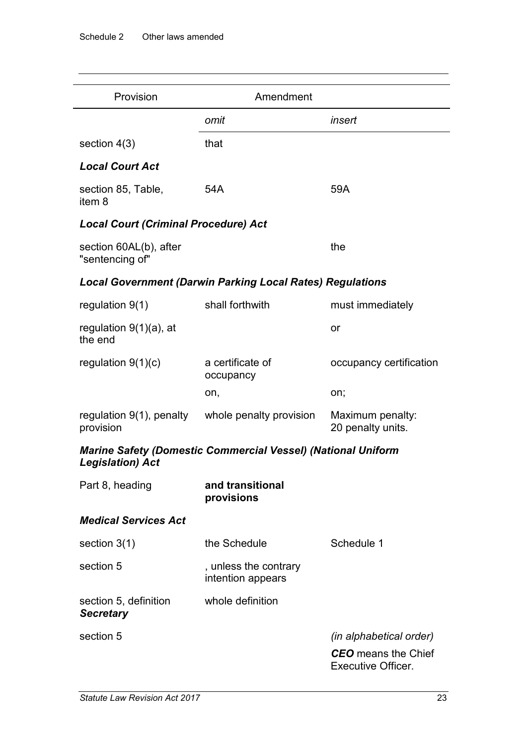| Provision | Amendment | |
|---|---|---|
| | *omit* | *insert* |
| section 4(3) | that | |
| ***Local Court Act*** | | |
| section 85, Table, item 8 | 54A | 59A |
| ***Local Court (Criminal Procedure) Act*** | | |
| section 60AL(b), after "sentencing of" | | the |
| ***Local Government (Darwin Parking Local Rates) Regulations*** | | |
| regulation 9(1) | shall forthwith | must immediately |
| regulation 9(1)(a), at the end | | or |
| regulation 9(1)(c) | a certificate of occupancy | occupancy certification |
| | on, | on; |
| regulation 9(1), penalty provision | whole penalty provision | Maximum penalty: 20 penalty units. |
| ***Marine Safety (Domestic Commercial Vessel) (National Uniform Legislation) Act*** | | |
| Part 8, heading | **and transitional provisions** | |
| ***Medical Services Act*** | | |
| section 3(1) | the Schedule | Schedule 1 |
| section 5 | , unless the contrary intention appears | |
| section 5, definition ***Secretary*** | whole definition | |
| section 5 | | *(in alphabetical order)* ***CEO*** means the Chief Executive Officer. |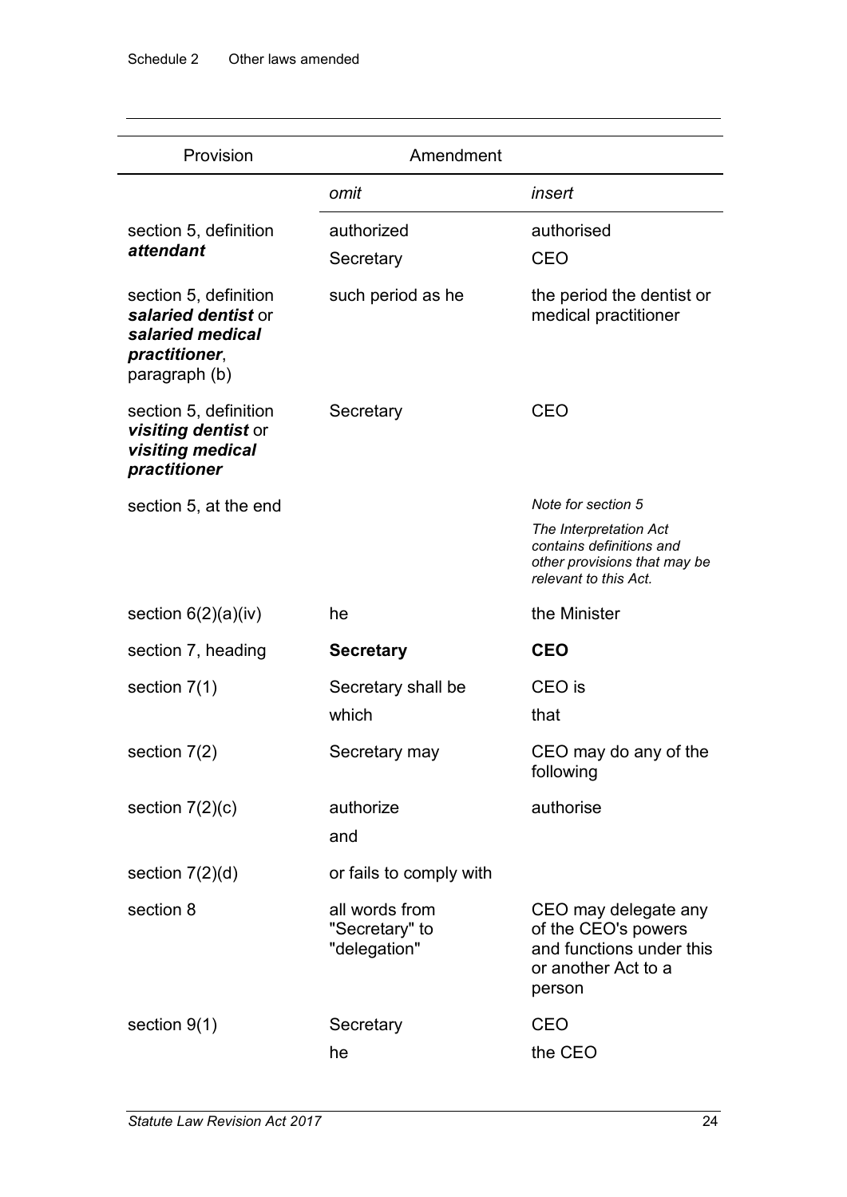| Provision | Amendment | |
|---|---|---|
| | *omit* | *insert* |
| section 5, definition ***attendant*** | authorized<br>Secretary | authorised<br>CEO |
| section 5, definition ***salaried dentist*** or ***salaried medical practitioner***, paragraph (b) | such period as he | the period the dentist or medical practitioner |
| section 5, definition ***visiting dentist*** or ***visiting medical practitioner*** | Secretary | CEO |
| section 5, at the end | | *Note for section 5*<br>*The Interpretation Act contains definitions and other provisions that may be relevant to this Act.* |
| section 6(2)(a)(iv) | he | the Minister |
| section 7, heading | **Secretary** | **CEO** |
| section 7(1) | Secretary shall be<br>which | CEO is<br>that |
| section 7(2) | Secretary may | CEO may do any of the following |
| section 7(2)(c) | authorize<br>and | authorise |
| section 7(2)(d) | or fails to comply with | |
| section 8 | all words from "Secretary" to "delegation" | CEO may delegate any of the CEO's powers and functions under this or another Act to a person |
| section 9(1) | Secretary<br>he | CEO<br>the CEO |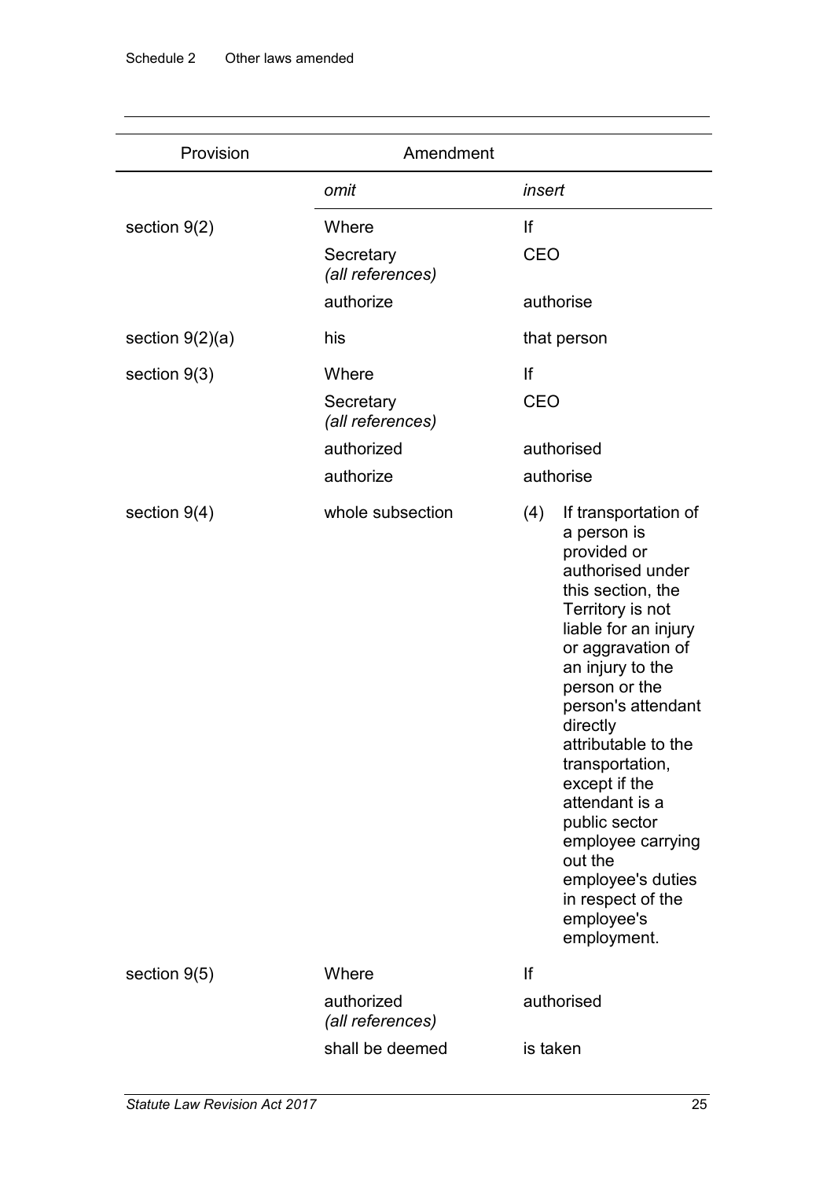| Provision | Amendment | |
|---|---|---|
| | *omit* | *insert* |
| section 9(2) | Where | If |
| | Secretary *(all references)* | CEO |
| | authorize | authorise |
| section 9(2)(a) | his | that person |
| section 9(3) | Where | If |
| | Secretary *(all references)* | CEO |
| | authorized | authorised |
| | authorize | authorise |
| section 9(4) | whole subsection | (4) If transportation of a person is provided or authorised under this section, the Territory is not liable for an injury or aggravation of an injury to the person or the person's attendant directly attributable to the transportation, except if the attendant is a public sector employee carrying out the employee's duties in respect of the employee's employment. |
| section 9(5) | Where | If |
| | authorized *(all references)* | authorised |
| | shall be deemed | is taken |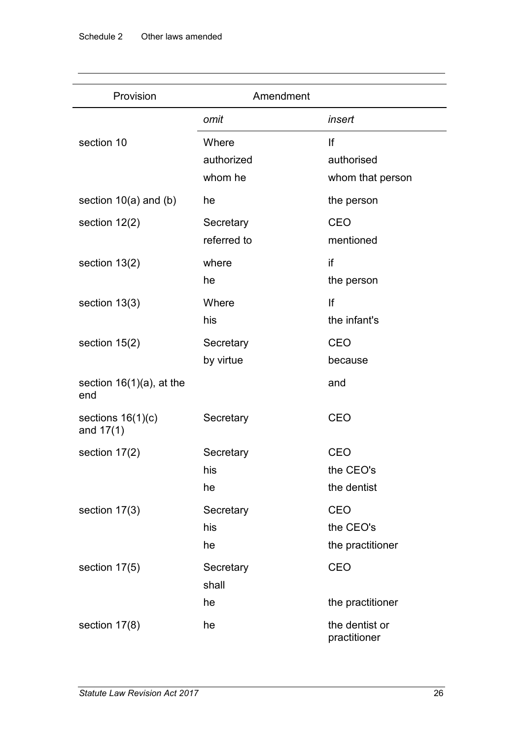| Provision | Amendment | |
|---|---|---|
| | *omit* | *insert* |
| section 10 | Where<br>authorized<br>whom he | If<br>authorised<br>whom that person |
| section 10(a) and (b) | he | the person |
| section 12(2) | Secretary<br>referred to | CEO<br>mentioned |
| section 13(2) | where<br>he | if<br>the person |
| section 13(3) | Where<br>his | If<br>the infant's |
| section 15(2) | Secretary<br>by virtue | CEO<br>because |
| section 16(1)(a), at the end | | and |
| sections 16(1)(c) and 17(1) | Secretary | CEO |
| section 17(2) | Secretary<br>his<br>he | CEO<br>the CEO's<br>the dentist |
| section 17(3) | Secretary<br>his<br>he | CEO<br>the CEO's<br>the practitioner |
| section 17(5) | Secretary<br>shall<br>he | CEO<br><br>the practitioner |
| section 17(8) | he | the dentist or practitioner |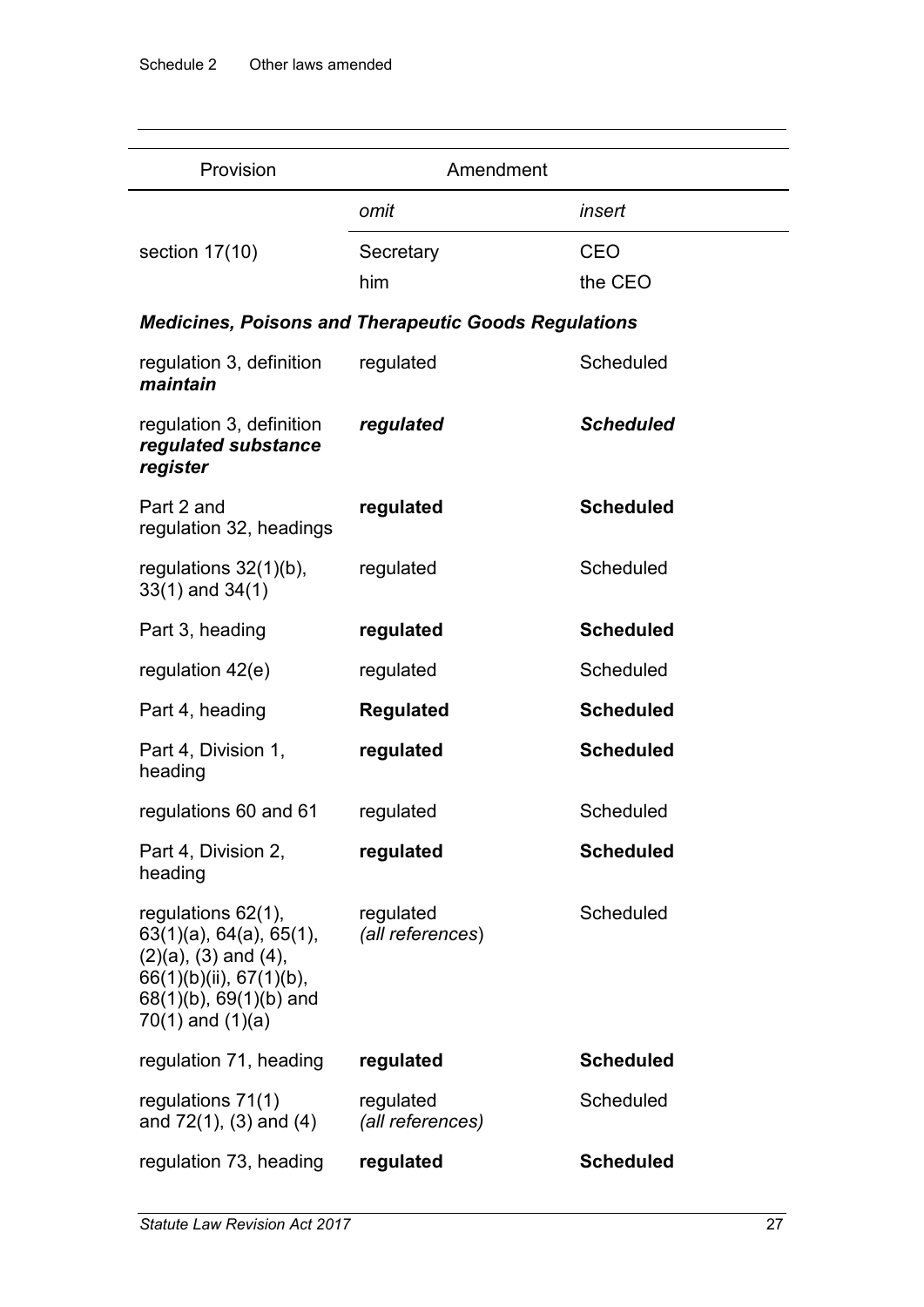| Provision | Amendment | |
|---|---|---|
| | *omit* | *insert* |
| section 17(10) | Secretary<br>him | CEO<br>the CEO |
| ***Medicines, Poisons and Therapeutic Goods Regulations*** | | |
| regulation 3, definition ***maintain*** | regulated | Scheduled |
| regulation 3, definition ***regulated substance register*** | ***regulated*** | ***Scheduled*** |
| Part 2 and regulation 32, headings | **regulated** | **Scheduled** |
| regulations 32(1)(b), 33(1) and 34(1) | regulated | Scheduled |
| Part 3, heading | **regulated** | **Scheduled** |
| regulation 42(e) | regulated | Scheduled |
| Part 4, heading | **Regulated** | **Scheduled** |
| Part 4, Division 1, heading | **regulated** | **Scheduled** |
| regulations 60 and 61 | regulated | Scheduled |
| Part 4, Division 2, heading | **regulated** | **Scheduled** |
| regulations 62(1), 63(1)(a), 64(a), 65(1), (2)(a), (3) and (4), 66(1)(b)(ii), 67(1)(b), 68(1)(b), 69(1)(b) and 70(1) and (1)(a) | regulated *(all references*) | Scheduled |
| regulation 71, heading | **regulated** | **Scheduled** |
| regulations 71(1) and 72(1), (3) and (4) | regulated *(all references)* | Scheduled |
| regulation 73, heading | **regulated** | **Scheduled** |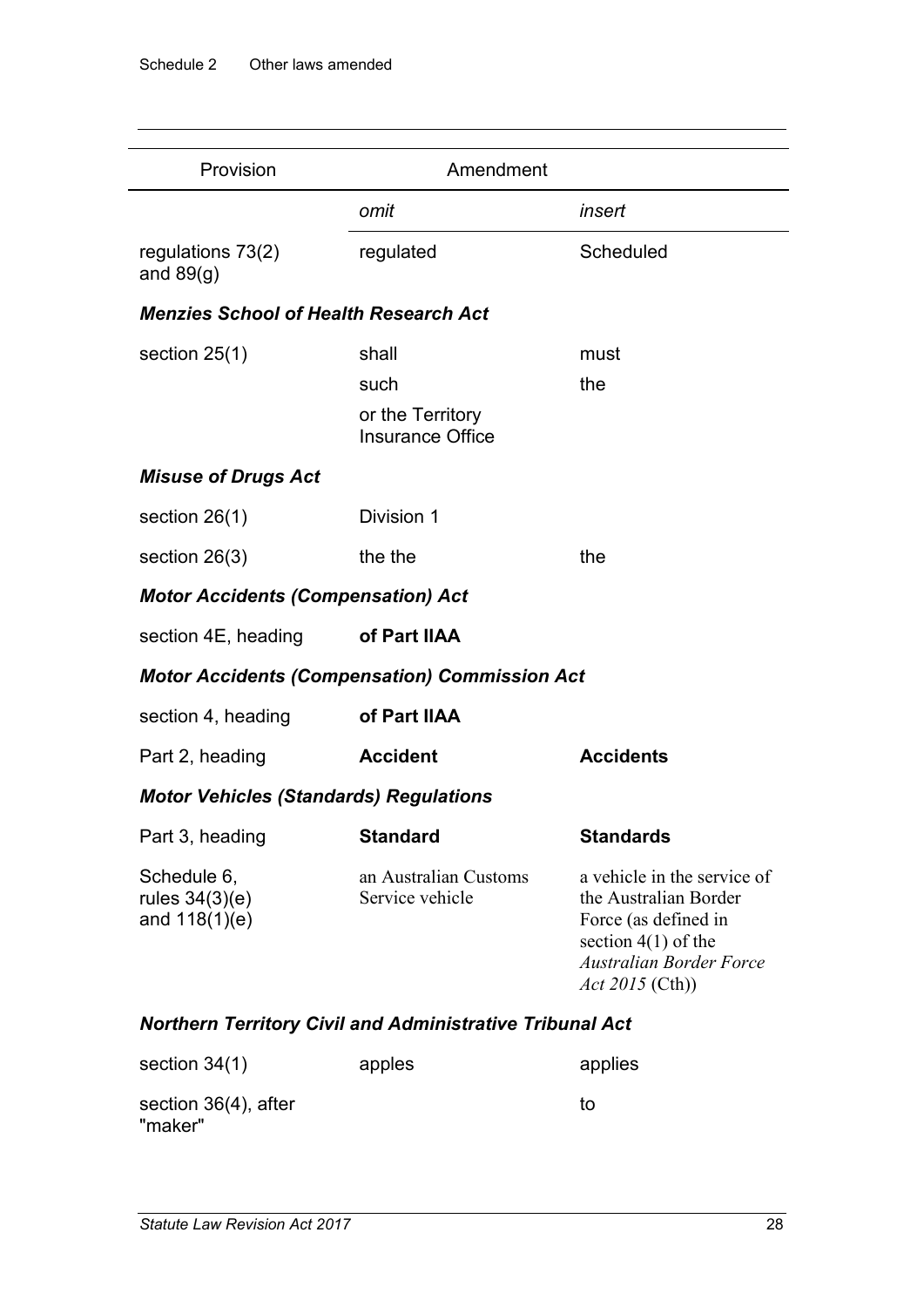| Provision | Amendment | |
|---|---|---|
| | *omit* | *insert* |
| regulations 73(2) and 89(g) | regulated | Scheduled |
| ***Menzies School of Health Research Act*** | | |
| section 25(1) | shall | must |
| | such | the |
| | or the Territory Insurance Office | |
| ***Misuse of Drugs Act*** | | |
| section 26(1) | Division 1 | |
| section 26(3) | the the | the |
| ***Motor Accidents (Compensation) Act*** | | |
| section 4E, heading | **of Part IIAA** | |
| ***Motor Accidents (Compensation) Commission Act*** | | |
| section 4, heading | **of Part IIAA** | |
| Part 2, heading | **Accident** | **Accidents** |
| ***Motor Vehicles (Standards) Regulations*** | | |
| Part 3, heading | **Standard** | **Standards** |
| Schedule 6, rules 34(3)(e) and 118(1)(e) | an Australian Customs Service vehicle | a vehicle in the service of the Australian Border Force (as defined in section 4(1) of the *Australian Border Force Act 2015* (Cth)) |
| ***Northern Territory Civil and Administrative Tribunal Act*** | | |
| section 34(1) | apples | applies |
| section 36(4), after "maker" | | to |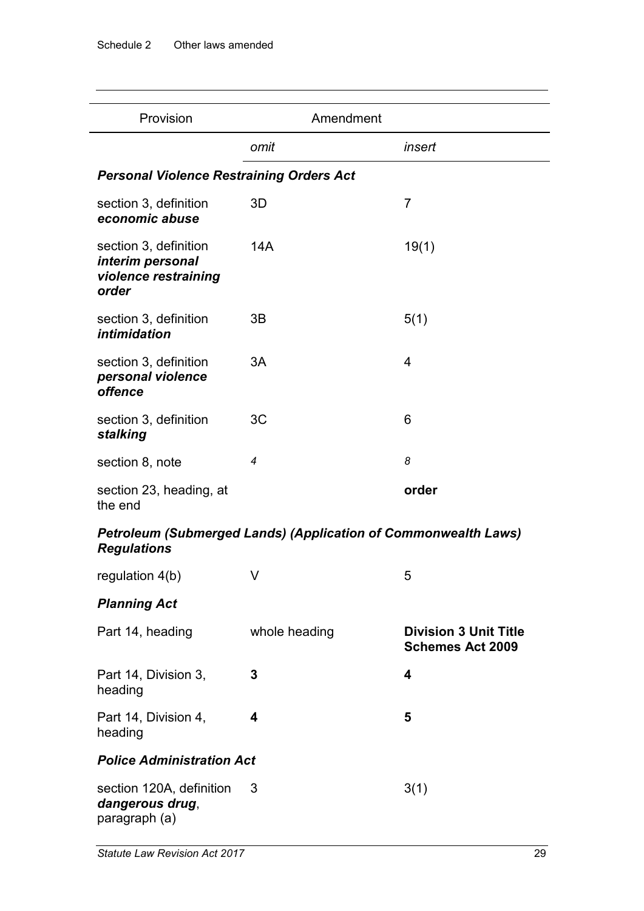| Provision | Amendment | |
|---|---|---|
| | *omit* | *insert* |
| ***Personal Violence Restraining Orders Act*** | | |
| section 3, definition ***economic abuse*** | 3D | 7 |
| section 3, definition ***interim personal violence restraining order*** | 14A | 19(1) |
| section 3, definition ***intimidation*** | 3B | 5(1) |
| section 3, definition ***personal violence offence*** | 3A | 4 |
| section 3, definition ***stalking*** | 3C | 6 |
| section 8, note | *4* | *8* |
| section 23, heading, at the end | | **order** |
| ***Petroleum (Submerged Lands) (Application of Commonwealth Laws) Regulations*** | | |
| regulation 4(b) | V | 5 |
| ***Planning Act*** | | |
| Part 14, heading | whole heading | **Division 3 Unit Title Schemes Act 2009** |
| Part 14, Division 3, heading | **3** | **4** |
| Part 14, Division 4, heading | **4** | **5** |
| ***Police Administration Act*** | | |
| section 120A, definition ***dangerous drug***, paragraph (a) | 3 | 3(1) |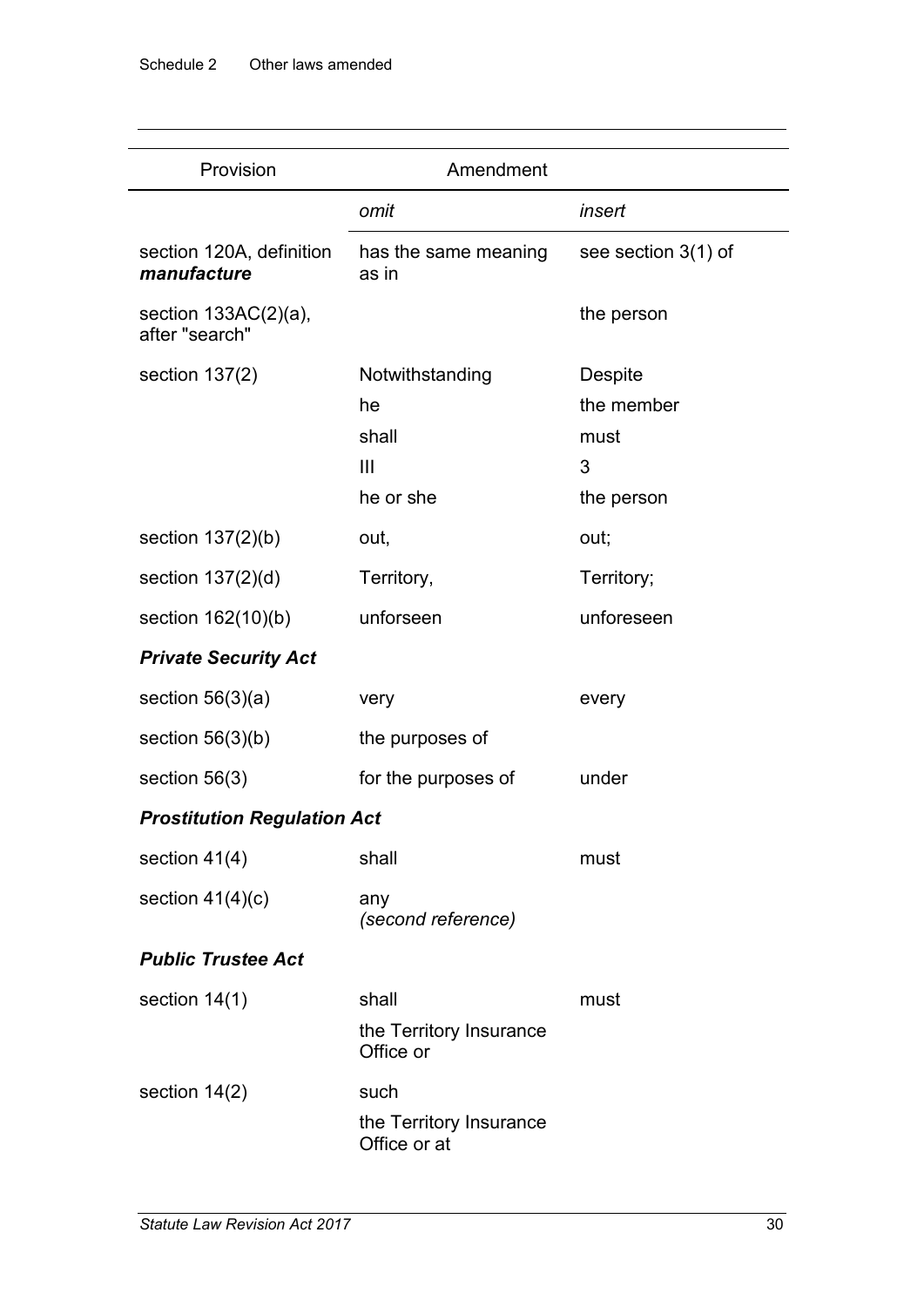| Provision | Amendment | |
|---|---|---|
| | *omit* | *insert* |
| section 120A, definition ***manufacture*** | has the same meaning as in | see section 3(1) of |
| section 133AC(2)(a), after "search" | | the person |
| section 137(2) | Notwithstanding | Despite |
| | he | the member |
| | shall | must |
| | III | 3 |
| | he or she | the person |
| section 137(2)(b) | out, | out; |
| section 137(2)(d) | Territory, | Territory; |
| section 162(10)(b) | unforseen | unforeseen |
| ***Private Security Act*** | | |
| section 56(3)(a) | very | every |
| section 56(3)(b) | the purposes of | |
| section 56(3) | for the purposes of | under |
| ***Prostitution Regulation Act*** | | |
| section 41(4) | shall | must |
| section 41(4)(c) | any *(second reference)* | |
| ***Public Trustee Act*** | | |
| section 14(1) | shall | must |
| | the Territory Insurance Office or | |
| section 14(2) | such | |
| | the Territory Insurance Office or at | |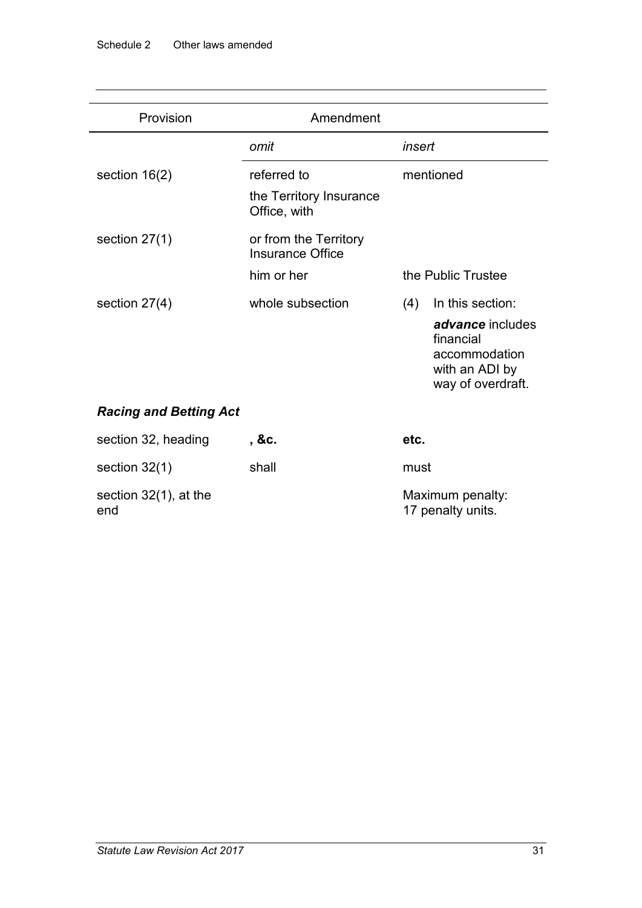| Provision | Amendment | |
|---|---|---|
| | *omit* | *insert* |
| section 16(2) | referred to | mentioned |
| | the Territory Insurance Office, with | |
| section 27(1) | or from the Territory Insurance Office | |
| | him or her | the Public Trustee |
| section 27(4) | whole subsection | (4) In this section: ***advance*** includes financial accommodation with an ADI by way of overdraft. |
| ***Racing and Betting Act*** | | |
| section 32, heading | **, &c.** | **etc.** |
| section 32(1) | shall | must |
| section 32(1), at the end | | Maximum penalty: 17 penalty units. |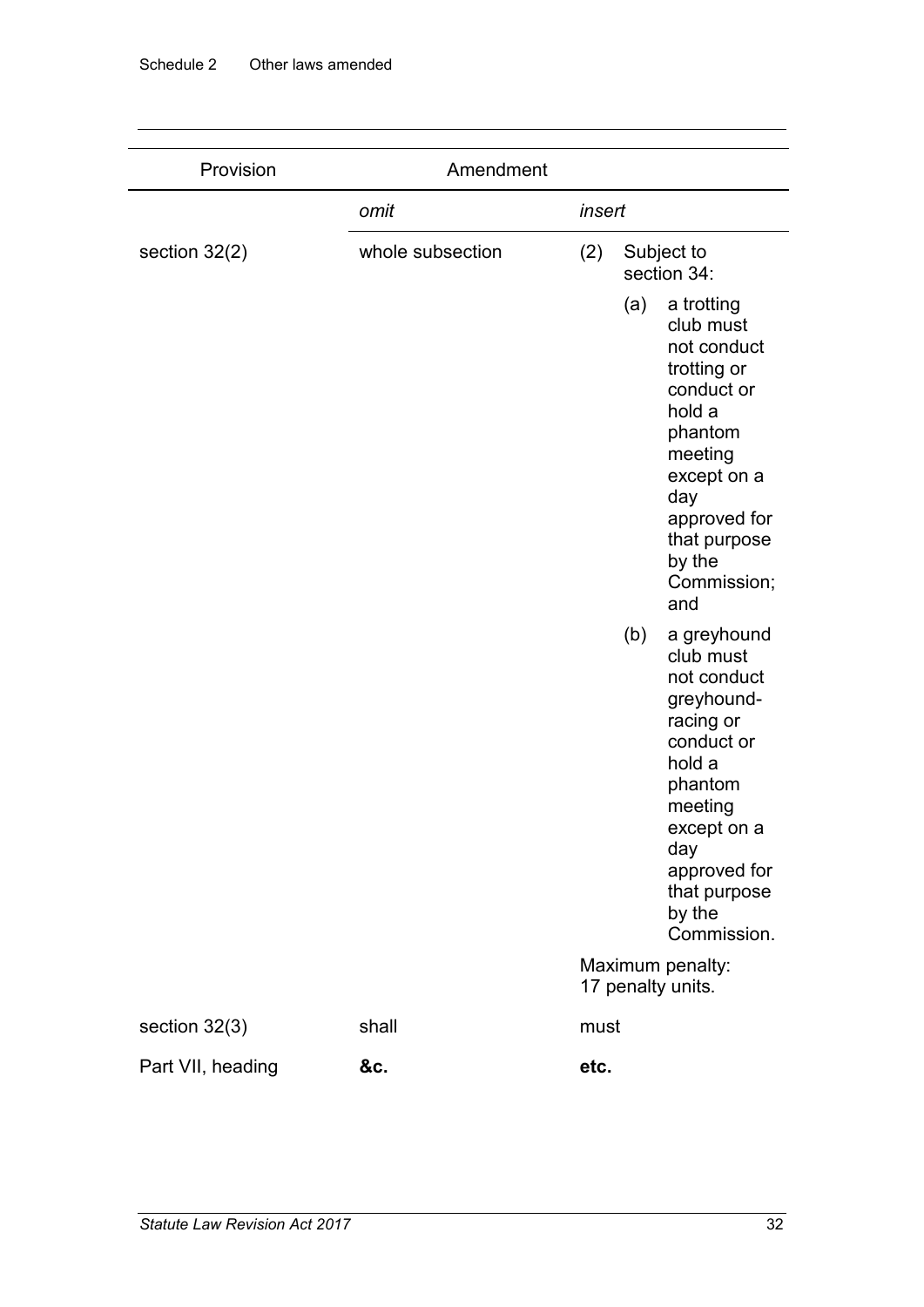| Provision | Amendment | |
|---|---|---|
| | *omit* | *insert* |
| section 32(2) | whole subsection | (2) Subject to section 34:<br>(a) a trotting club must not conduct trotting or conduct or hold a phantom meeting except on a day approved for that purpose by the Commission; and<br>(b) a greyhound club must not conduct greyhound-racing or conduct or hold a phantom meeting except on a day approved for that purpose by the Commission.<br>Maximum penalty: 17 penalty units. |
| section 32(3) | shall | must |
| Part VII, heading | **&c.** | **etc.** |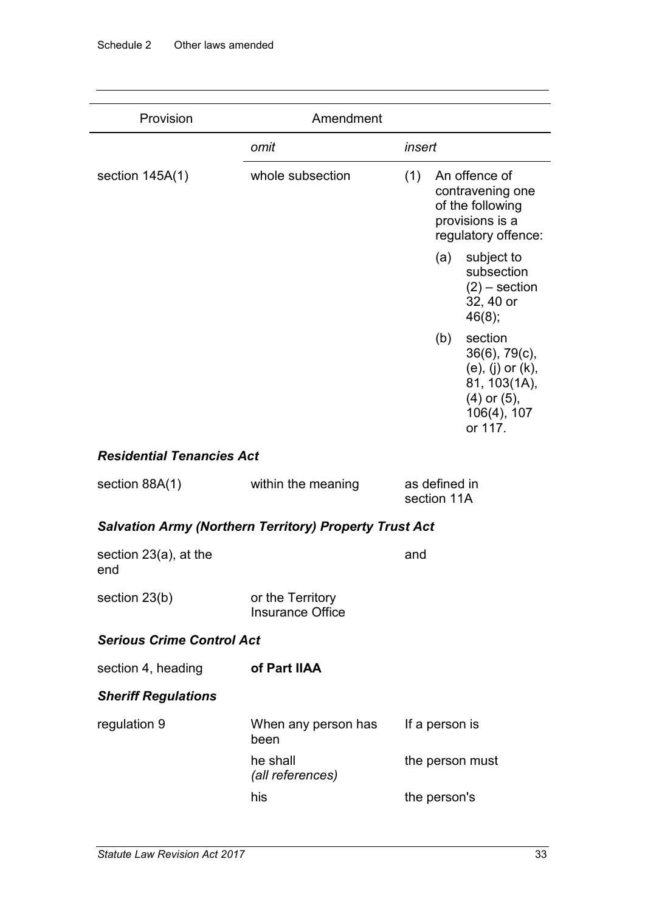| Provision | Amendment | |
|---|---|---|
| | *omit* | *insert* |
| section 145A(1) | whole subsection | (1) An offence of contravening one of the following provisions is a regulatory offence:<br>(a) subject to subsection (2) – section 32, 40 or 46(8);<br>(b) section 36(6), 79(c), (e), (j) or (k), 81, 103(1A), (4) or (5), 106(4), 107 or 117. |
| ***Residential Tenancies Act*** | | |
| section 88A(1) | within the meaning | as defined in section 11A |
| ***Salvation Army (Northern Territory) Property Trust Act*** | | |
| section 23(a), at the end | | and |
| section 23(b) | or the Territory Insurance Office | |
| ***Serious Crime Control Act*** | | |
| section 4, heading | **of Part IIAA** | |
| ***Sheriff Regulations*** | | |
| regulation 9 | When any person has been | If a person is |
| | he shall *(all references)* | the person must |
| | his | the person's |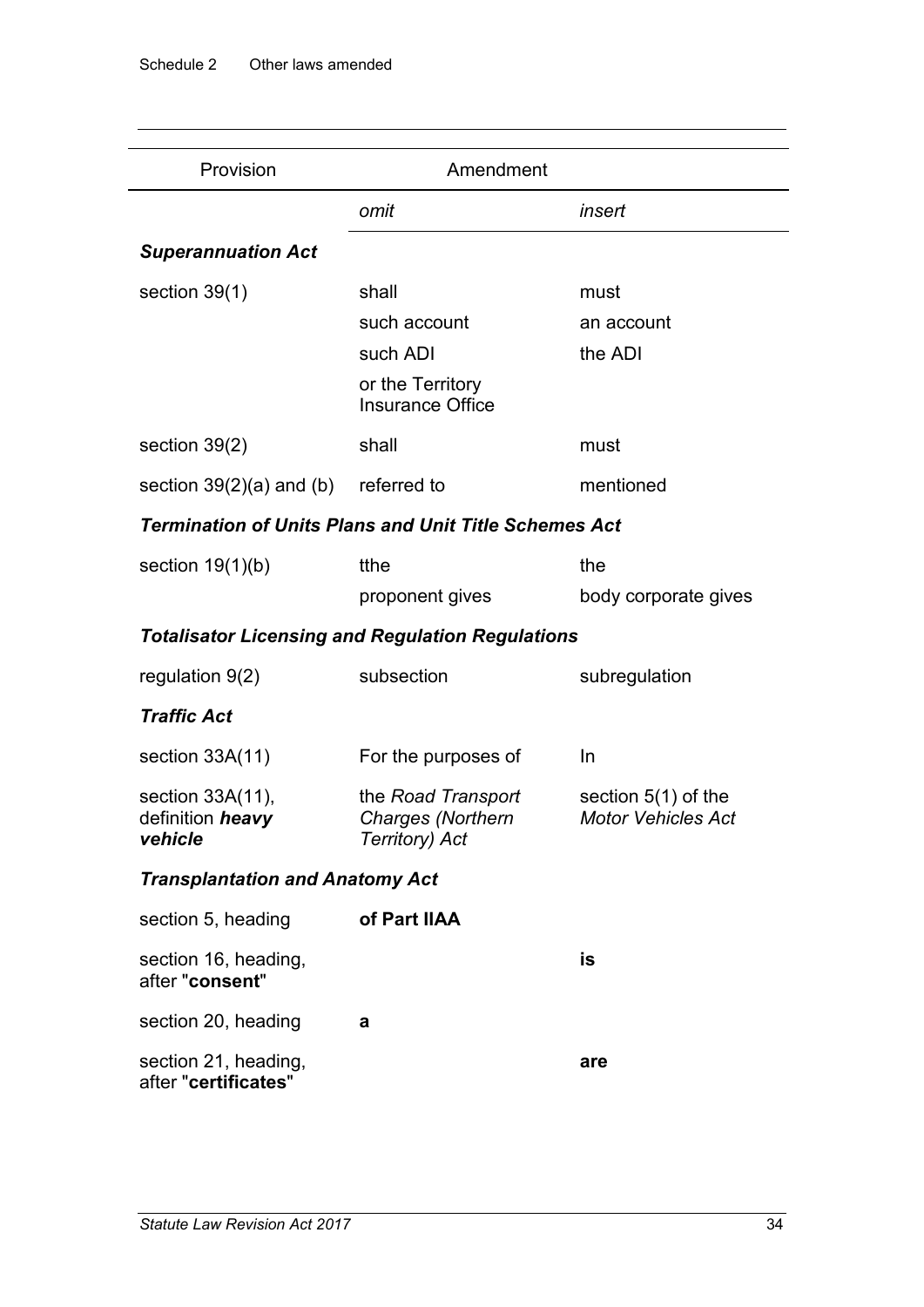| Provision | Amendment | |
|---|---|---|
| | *omit* | *insert* |
| ***Superannuation Act*** | | |
| section 39(1) | shall | must |
| | such account | an account |
| | such ADI | the ADI |
| | or the Territory Insurance Office | |
| section 39(2) | shall | must |
| section 39(2)(a) and (b) | referred to | mentioned |
| ***Termination of Units Plans and Unit Title Schemes Act*** | | |
| section 19(1)(b) | tthe | the |
| | proponent gives | body corporate gives |
| ***Totalisator Licensing and Regulation Regulations*** | | |
| regulation 9(2) | subsection | subregulation |
| ***Traffic Act*** | | |
| section 33A(11) | For the purposes of | In |
| section 33A(11), definition ***heavy vehicle*** | the *Road Transport Charges (Northern Territory) Act* | section 5(1) of the *Motor Vehicles Act* |
| ***Transplantation and Anatomy Act*** | | |
| section 5, heading | **of Part IIAA** | |
| section 16, heading, after "**consent**" | | **is** |
| section 20, heading | **a** | |
| section 21, heading, after "**certificates**" | | **are** |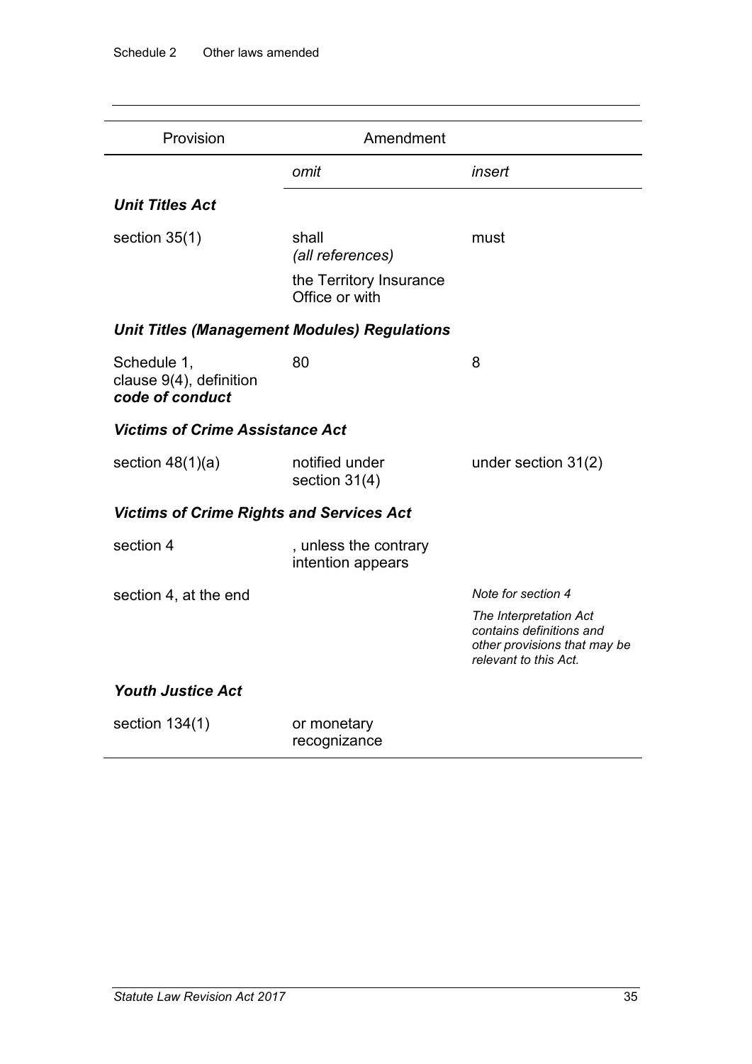| Provision | Amendment | |
|---|---|---|
| | *omit* | *insert* |
| ***Unit Titles Act*** | | |
| section 35(1) | shall *(all references)* | must |
| | the Territory Insurance Office or with | |
| ***Unit Titles (Management Modules) Regulations*** | | |
| Schedule 1, clause 9(4), definition ***code of conduct*** | 80 | 8 |
| ***Victims of Crime Assistance Act*** | | |
| section 48(1)(a) | notified under section 31(4) | under section 31(2) |
| ***Victims of Crime Rights and Services Act*** | | |
| section 4 | , unless the contrary intention appears | |
| section 4, at the end | | *Note for section 4* *The Interpretation Act contains definitions and other provisions that may be relevant to this Act.* |
| ***Youth Justice Act*** | | |
| section 134(1) | or monetary recognizance | |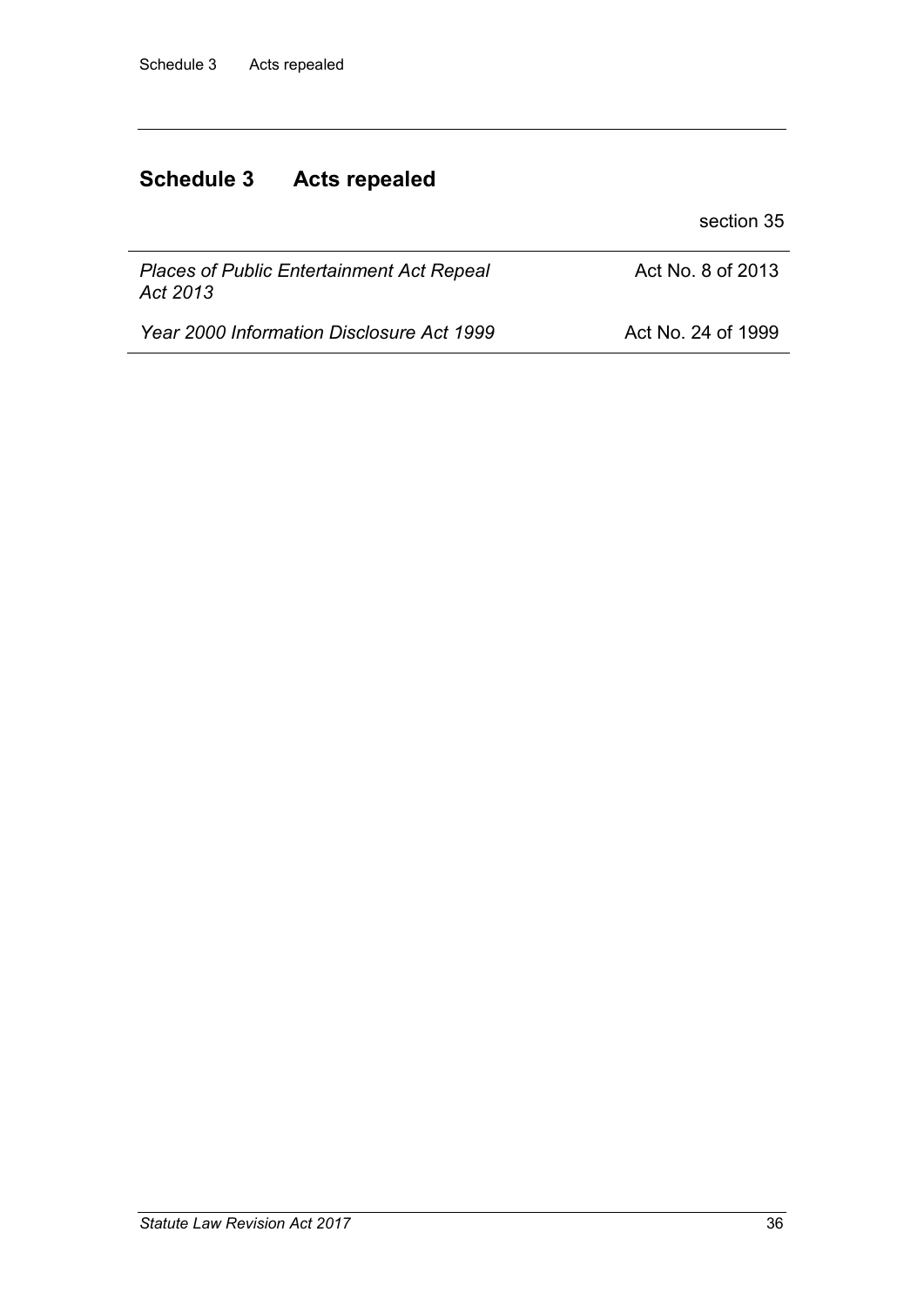## Schedule 3 Acts repealed

section 35

| | |
|---|---|
| *Places of Public Entertainment Act Repeal Act 2013* | Act No. 8 of 2013 |
| *Year 2000 Information Disclosure Act 1999* | Act No. 24 of 1999 |